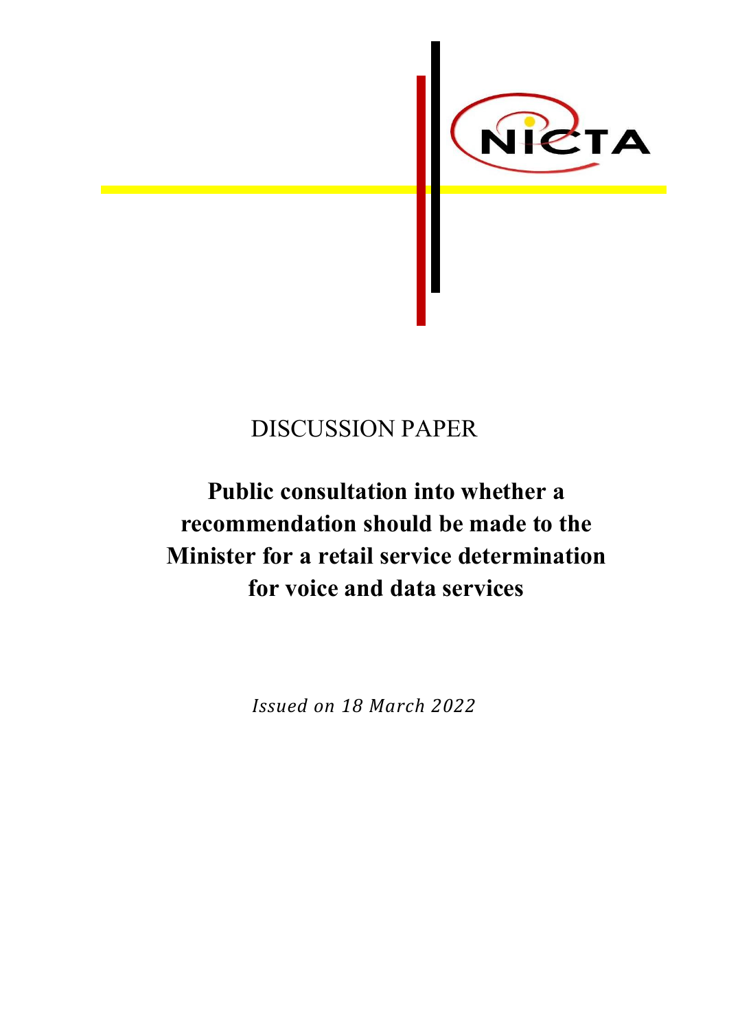NICTA

DISCUSSION PAPER

# Public consultation into whether a recommendation should be made to the Minister for a retail service determination for voice and data services

*Issued on 18 March 2022*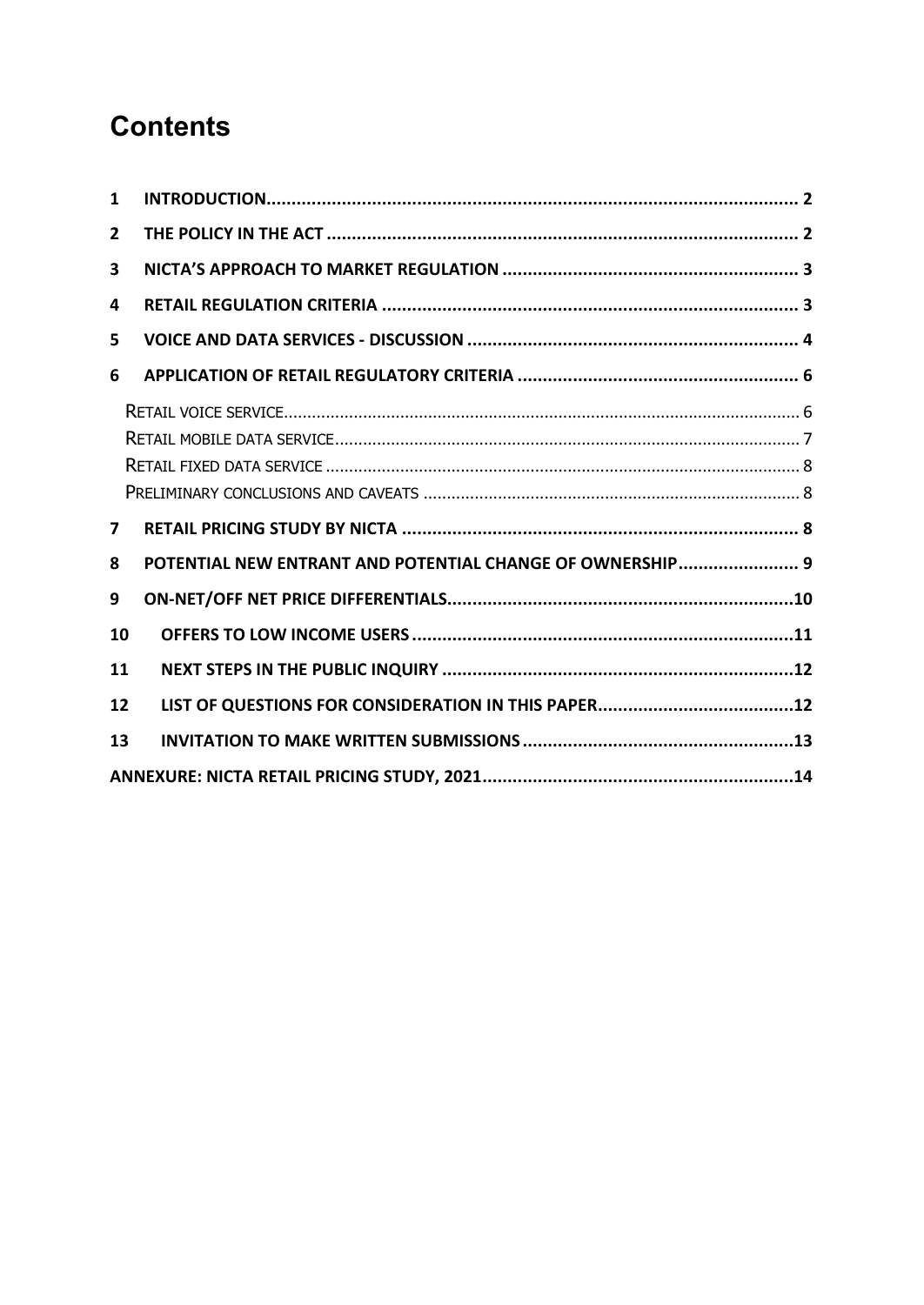# Contents

| | | |
|---|---|---|
| 1 | INTRODUCTION | 2 |
| 2 | THE POLICY IN THE ACT | 2 |
| 3 | NICTA'S APPROACH TO MARKET REGULATION | 3 |
| 4 | RETAIL REGULATION CRITERIA | 3 |
| 5 | VOICE AND DATA SERVICES - DISCUSSION | 4 |
| 6 | APPLICATION OF RETAIL REGULATORY CRITERIA | 6 |
| | Retail voice service | 6 |
| | Retail mobile data service | 7 |
| | Retail fixed data service | 8 |
| | Preliminary conclusions and caveats | 8 |
| 7 | RETAIL PRICING STUDY BY NICTA | 8 |
| 8 | POTENTIAL NEW ENTRANT AND POTENTIAL CHANGE OF OWNERSHIP | 9 |
| 9 | ON-NET/OFF NET PRICE DIFFERENTIALS | 10 |
| 10 | OFFERS TO LOW INCOME USERS | 11 |
| 11 | NEXT STEPS IN THE PUBLIC INQUIRY | 12 |
| 12 | LIST OF QUESTIONS FOR CONSIDERATION IN THIS PAPER | 12 |
| 13 | INVITATION TO MAKE WRITTEN SUBMISSIONS | 13 |
| | ANNEXURE: NICTA RETAIL PRICING STUDY, 2021 | 14 |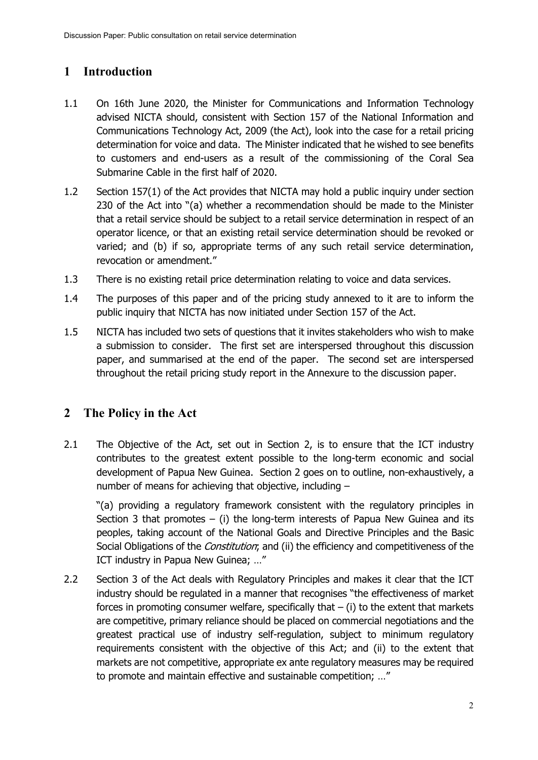## 1 Introduction

1.1 On 16th June 2020, the Minister for Communications and Information Technology advised NICTA should, consistent with Section 157 of the National Information and Communications Technology Act, 2009 (the Act), look into the case for a retail pricing determination for voice and data. The Minister indicated that he wished to see benefits to customers and end-users as a result of the commissioning of the Coral Sea Submarine Cable in the first half of 2020.

1.2 Section 157(1) of the Act provides that NICTA may hold a public inquiry under section 230 of the Act into "(a) whether a recommendation should be made to the Minister that a retail service should be subject to a retail service determination in respect of an operator licence, or that an existing retail service determination should be revoked or varied; and (b) if so, appropriate terms of any such retail service determination, revocation or amendment."

1.3 There is no existing retail price determination relating to voice and data services.

1.4 The purposes of this paper and of the pricing study annexed to it are to inform the public inquiry that NICTA has now initiated under Section 157 of the Act.

1.5 NICTA has included two sets of questions that it invites stakeholders who wish to make a submission to consider. The first set are interspersed throughout this discussion paper, and summarised at the end of the paper. The second set are interspersed throughout the retail pricing study report in the Annexure to the discussion paper.

## 2 The Policy in the Act

2.1 The Objective of the Act, set out in Section 2, is to ensure that the ICT industry contributes to the greatest extent possible to the long-term economic and social development of Papua New Guinea. Section 2 goes on to outline, non-exhaustively, a number of means for achieving that objective, including –

"(a) providing a regulatory framework consistent with the regulatory principles in Section 3 that promotes – (i) the long-term interests of Papua New Guinea and its peoples, taking account of the National Goals and Directive Principles and the Basic Social Obligations of the *Constitution*; and (ii) the efficiency and competitiveness of the ICT industry in Papua New Guinea; …"

2.2 Section 3 of the Act deals with Regulatory Principles and makes it clear that the ICT industry should be regulated in a manner that recognises "the effectiveness of market forces in promoting consumer welfare, specifically that – (i) to the extent that markets are competitive, primary reliance should be placed on commercial negotiations and the greatest practical use of industry self-regulation, subject to minimum regulatory requirements consistent with the objective of this Act; and (ii) to the extent that markets are not competitive, appropriate ex ante regulatory measures may be required to promote and maintain effective and sustainable competition; …"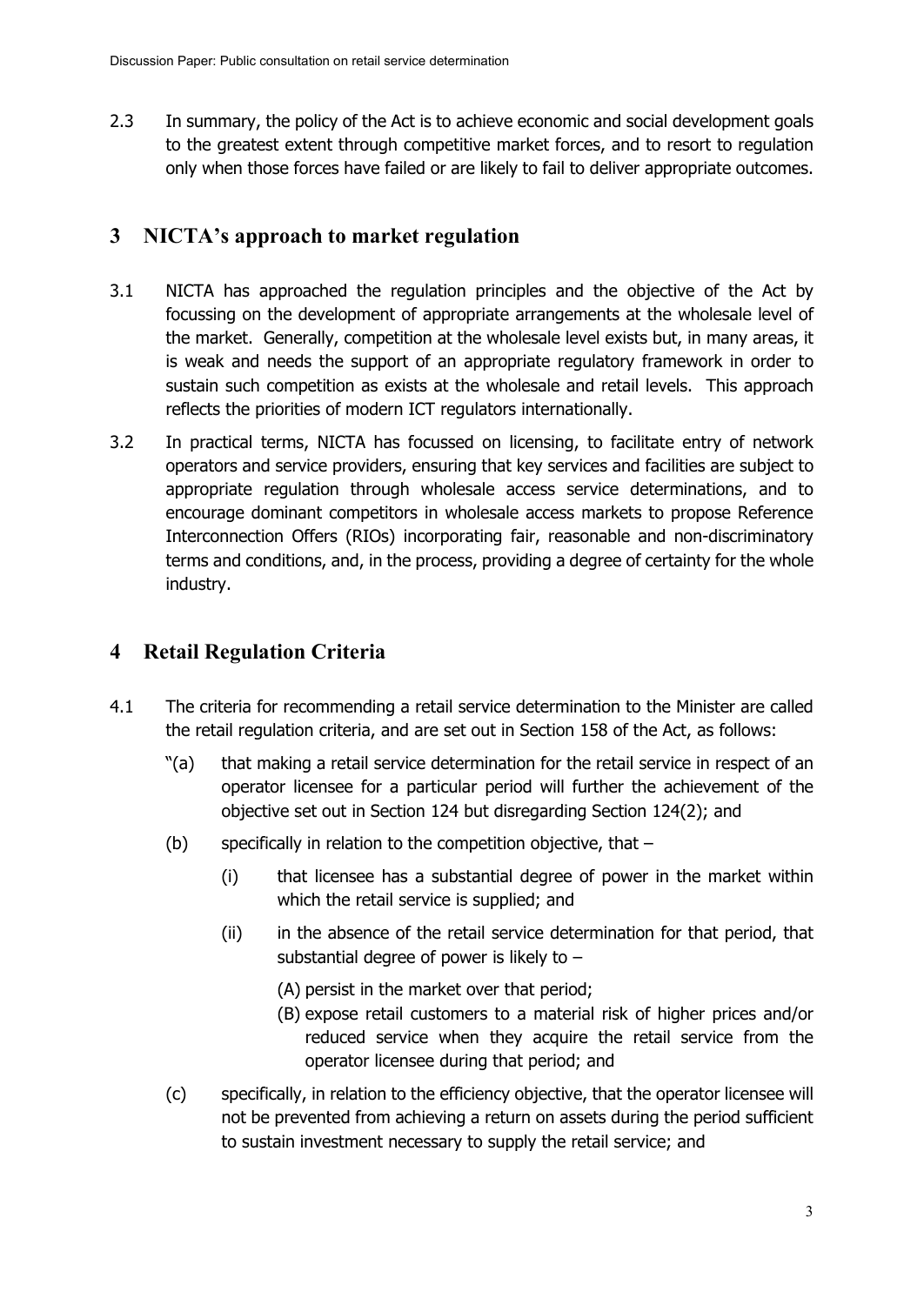2.3 In summary, the policy of the Act is to achieve economic and social development goals to the greatest extent through competitive market forces, and to resort to regulation only when those forces have failed or are likely to fail to deliver appropriate outcomes.

## 3 NICTA's approach to market regulation

3.1 NICTA has approached the regulation principles and the objective of the Act by focussing on the development of appropriate arrangements at the wholesale level of the market. Generally, competition at the wholesale level exists but, in many areas, it is weak and needs the support of an appropriate regulatory framework in order to sustain such competition as exists at the wholesale and retail levels. This approach reflects the priorities of modern ICT regulators internationally.

3.2 In practical terms, NICTA has focussed on licensing, to facilitate entry of network operators and service providers, ensuring that key services and facilities are subject to appropriate regulation through wholesale access service determinations, and to encourage dominant competitors in wholesale access markets to propose Reference Interconnection Offers (RIOs) incorporating fair, reasonable and non-discriminatory terms and conditions, and, in the process, providing a degree of certainty for the whole industry.

## 4 Retail Regulation Criteria

4.1 The criteria for recommending a retail service determination to the Minister are called the retail regulation criteria, and are set out in Section 158 of the Act, as follows:

"(a) that making a retail service determination for the retail service in respect of an operator licensee for a particular period will further the achievement of the objective set out in Section 124 but disregarding Section 124(2); and

(b) specifically in relation to the competition objective, that –

(i) that licensee has a substantial degree of power in the market within which the retail service is supplied; and

(ii) in the absence of the retail service determination for that period, that substantial degree of power is likely to –

(A) persist in the market over that period;

(B) expose retail customers to a material risk of higher prices and/or reduced service when they acquire the retail service from the operator licensee during that period; and

(c) specifically, in relation to the efficiency objective, that the operator licensee will not be prevented from achieving a return on assets during the period sufficient to sustain investment necessary to supply the retail service; and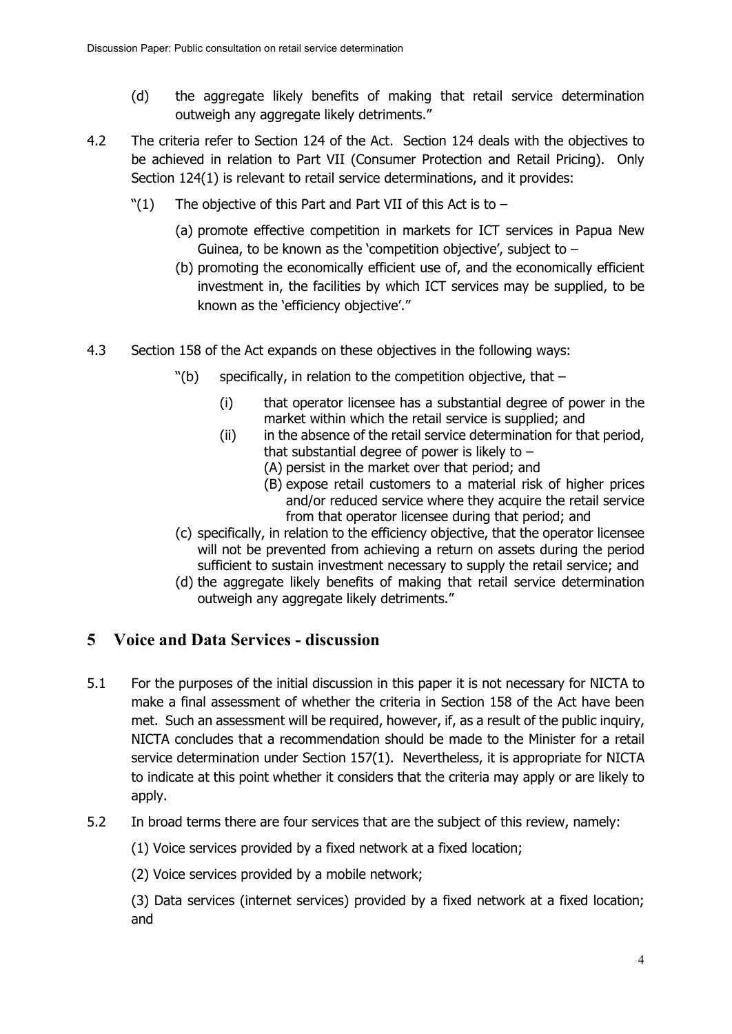(d) the aggregate likely benefits of making that retail service determination outweigh any aggregate likely detriments."

4.2 The criteria refer to Section 124 of the Act. Section 124 deals with the objectives to be achieved in relation to Part VII (Consumer Protection and Retail Pricing). Only Section 124(1) is relevant to retail service determinations, and it provides:

"(1) The objective of this Part and Part VII of this Act is to –

(a) promote effective competition in markets for ICT services in Papua New Guinea, to be known as the 'competition objective', subject to –

(b) promoting the economically efficient use of, and the economically efficient investment in, the facilities by which ICT services may be supplied, to be known as the 'efficiency objective'."

4.3 Section 158 of the Act expands on these objectives in the following ways:

"(b) specifically, in relation to the competition objective, that –

(i) that operator licensee has a substantial degree of power in the market within which the retail service is supplied; and

(ii) in the absence of the retail service determination for that period, that substantial degree of power is likely to –

(A) persist in the market over that period; and

(B) expose retail customers to a material risk of higher prices and/or reduced service where they acquire the retail service from that operator licensee during that period; and

(c) specifically, in relation to the efficiency objective, that the operator licensee will not be prevented from achieving a return on assets during the period sufficient to sustain investment necessary to supply the retail service; and

(d) the aggregate likely benefits of making that retail service determination outweigh any aggregate likely detriments."

# 5 Voice and Data Services - discussion

5.1 For the purposes of the initial discussion in this paper it is not necessary for NICTA to make a final assessment of whether the criteria in Section 158 of the Act have been met. Such an assessment will be required, however, if, as a result of the public inquiry, NICTA concludes that a recommendation should be made to the Minister for a retail service determination under Section 157(1). Nevertheless, it is appropriate for NICTA to indicate at this point whether it considers that the criteria may apply or are likely to apply.

5.2 In broad terms there are four services that are the subject of this review, namely:

(1) Voice services provided by a fixed network at a fixed location;

(2) Voice services provided by a mobile network;

(3) Data services (internet services) provided by a fixed network at a fixed location; and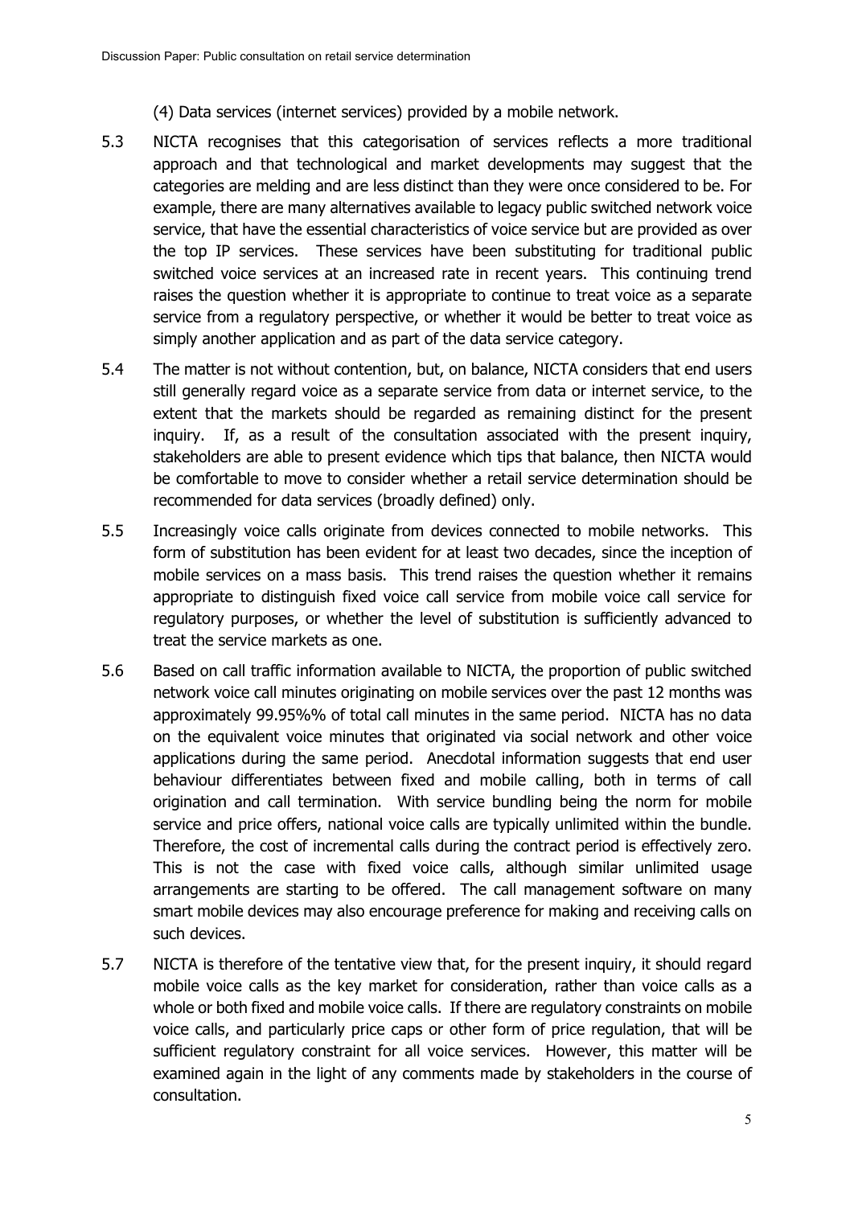(4) Data services (internet services) provided by a mobile network.

5.3 NICTA recognises that this categorisation of services reflects a more traditional approach and that technological and market developments may suggest that the categories are melding and are less distinct than they were once considered to be. For example, there are many alternatives available to legacy public switched network voice service, that have the essential characteristics of voice service but are provided as over the top IP services. These services have been substituting for traditional public switched voice services at an increased rate in recent years. This continuing trend raises the question whether it is appropriate to continue to treat voice as a separate service from a regulatory perspective, or whether it would be better to treat voice as simply another application and as part of the data service category.

5.4 The matter is not without contention, but, on balance, NICTA considers that end users still generally regard voice as a separate service from data or internet service, to the extent that the markets should be regarded as remaining distinct for the present inquiry. If, as a result of the consultation associated with the present inquiry, stakeholders are able to present evidence which tips that balance, then NICTA would be comfortable to move to consider whether a retail service determination should be recommended for data services (broadly defined) only.

5.5 Increasingly voice calls originate from devices connected to mobile networks. This form of substitution has been evident for at least two decades, since the inception of mobile services on a mass basis. This trend raises the question whether it remains appropriate to distinguish fixed voice call service from mobile voice call service for regulatory purposes, or whether the level of substitution is sufficiently advanced to treat the service markets as one.

5.6 Based on call traffic information available to NICTA, the proportion of public switched network voice call minutes originating on mobile services over the past 12 months was approximately 99.95%% of total call minutes in the same period. NICTA has no data on the equivalent voice minutes that originated via social network and other voice applications during the same period. Anecdotal information suggests that end user behaviour differentiates between fixed and mobile calling, both in terms of call origination and call termination. With service bundling being the norm for mobile service and price offers, national voice calls are typically unlimited within the bundle. Therefore, the cost of incremental calls during the contract period is effectively zero. This is not the case with fixed voice calls, although similar unlimited usage arrangements are starting to be offered. The call management software on many smart mobile devices may also encourage preference for making and receiving calls on such devices.

5.7 NICTA is therefore of the tentative view that, for the present inquiry, it should regard mobile voice calls as the key market for consideration, rather than voice calls as a whole or both fixed and mobile voice calls. If there are regulatory constraints on mobile voice calls, and particularly price caps or other form of price regulation, that will be sufficient regulatory constraint for all voice services. However, this matter will be examined again in the light of any comments made by stakeholders in the course of consultation.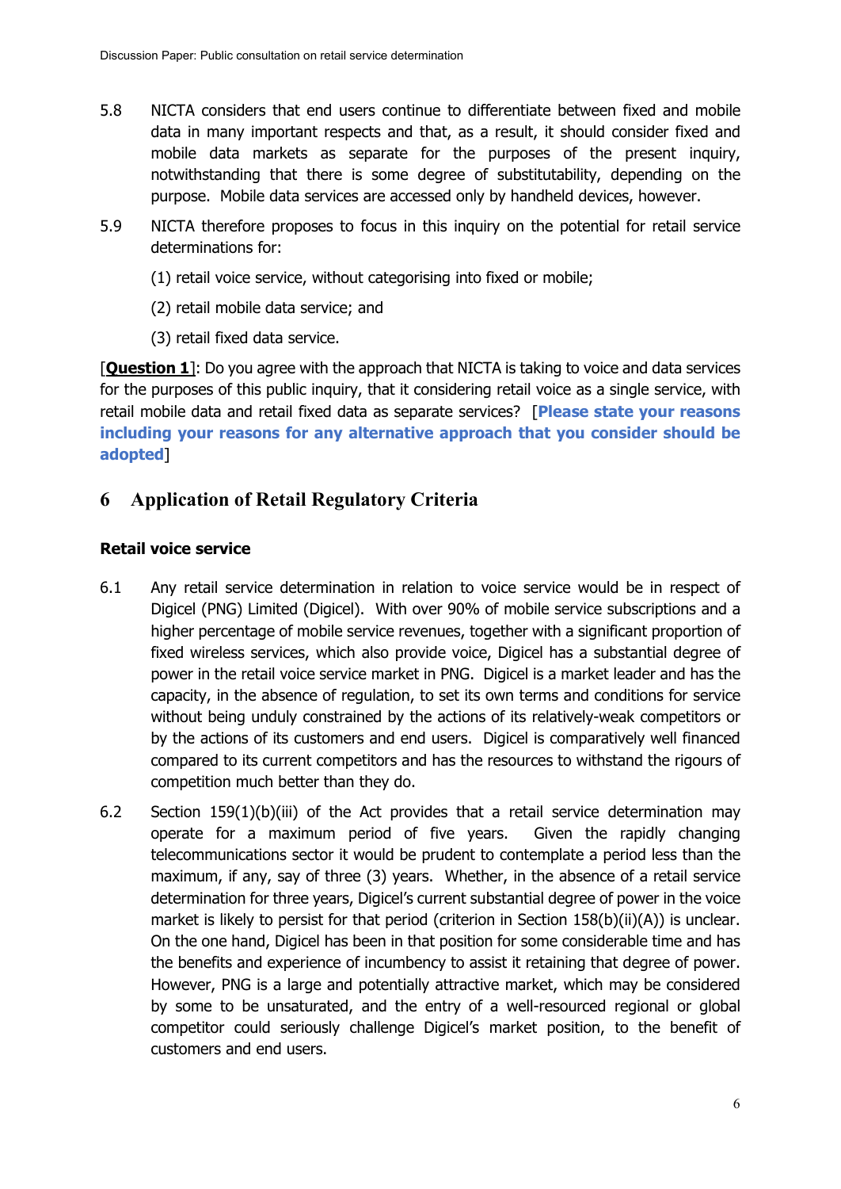5.8 NICTA considers that end users continue to differentiate between fixed and mobile data in many important respects and that, as a result, it should consider fixed and mobile data markets as separate for the purposes of the present inquiry, notwithstanding that there is some degree of substitutability, depending on the purpose. Mobile data services are accessed only by handheld devices, however.

5.9 NICTA therefore proposes to focus in this inquiry on the potential for retail service determinations for:

(1) retail voice service, without categorising into fixed or mobile;

(2) retail mobile data service; and

(3) retail fixed data service.

[**Question 1**]: Do you agree with the approach that NICTA is taking to voice and data services for the purposes of this public inquiry, that it considering retail voice as a single service, with retail mobile data and retail fixed data as separate services? [**Please state your reasons including your reasons for any alternative approach that you consider should be adopted**]

## 6 Application of Retail Regulatory Criteria

### Retail voice service

6.1 Any retail service determination in relation to voice service would be in respect of Digicel (PNG) Limited (Digicel). With over 90% of mobile service subscriptions and a higher percentage of mobile service revenues, together with a significant proportion of fixed wireless services, which also provide voice, Digicel has a substantial degree of power in the retail voice service market in PNG. Digicel is a market leader and has the capacity, in the absence of regulation, to set its own terms and conditions for service without being unduly constrained by the actions of its relatively-weak competitors or by the actions of its customers and end users. Digicel is comparatively well financed compared to its current competitors and has the resources to withstand the rigours of competition much better than they do.

6.2 Section 159(1)(b)(iii) of the Act provides that a retail service determination may operate for a maximum period of five years. Given the rapidly changing telecommunications sector it would be prudent to contemplate a period less than the maximum, if any, say of three (3) years. Whether, in the absence of a retail service determination for three years, Digicel's current substantial degree of power in the voice market is likely to persist for that period (criterion in Section 158(b)(ii)(A)) is unclear. On the one hand, Digicel has been in that position for some considerable time and has the benefits and experience of incumbency to assist it retaining that degree of power. However, PNG is a large and potentially attractive market, which may be considered by some to be unsaturated, and the entry of a well-resourced regional or global competitor could seriously challenge Digicel's market position, to the benefit of customers and end users.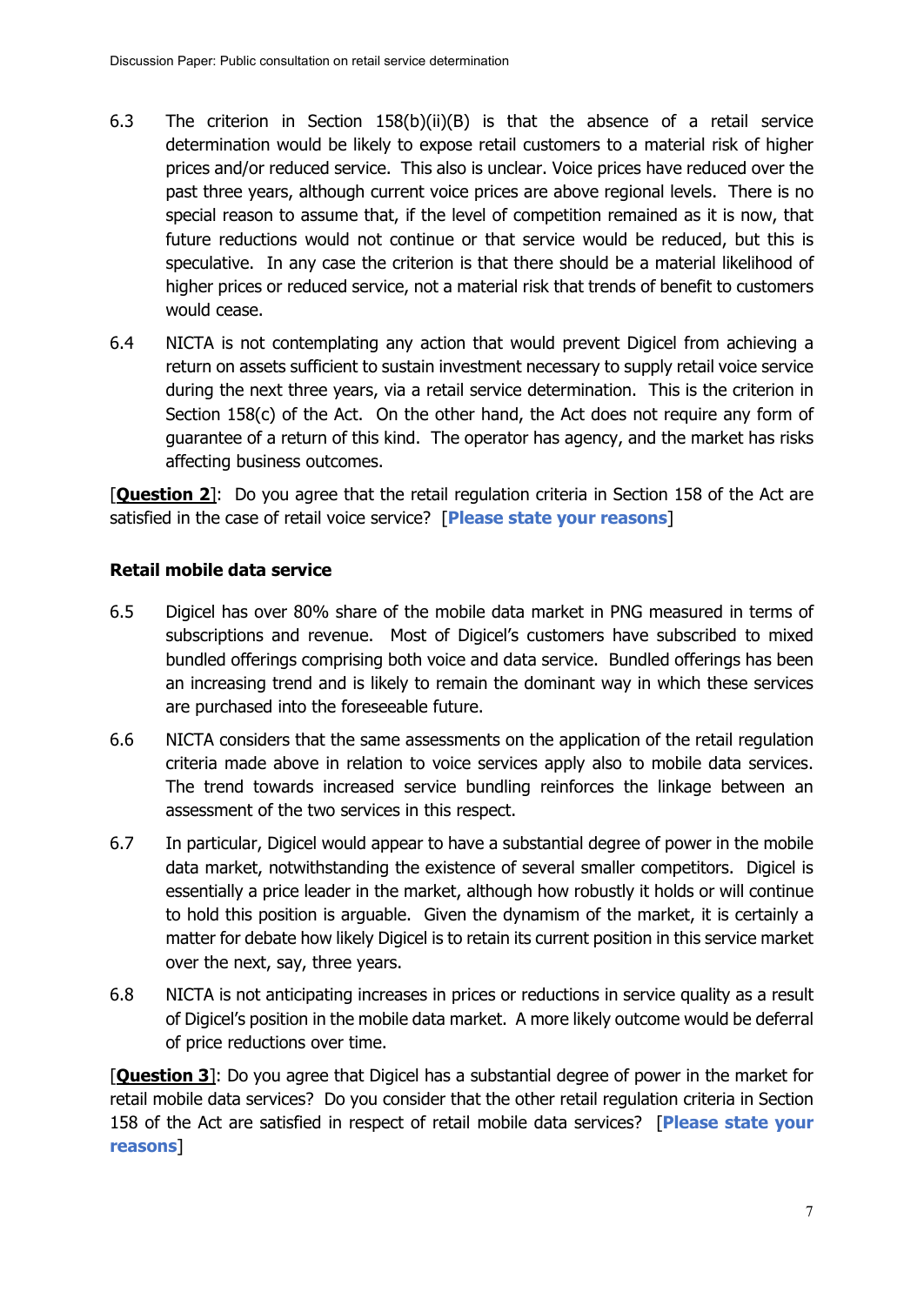6.3 The criterion in Section 158(b)(ii)(B) is that the absence of a retail service determination would be likely to expose retail customers to a material risk of higher prices and/or reduced service. This also is unclear. Voice prices have reduced over the past three years, although current voice prices are above regional levels. There is no special reason to assume that, if the level of competition remained as it is now, that future reductions would not continue or that service would be reduced, but this is speculative. In any case the criterion is that there should be a material likelihood of higher prices or reduced service, not a material risk that trends of benefit to customers would cease.

6.4 NICTA is not contemplating any action that would prevent Digicel from achieving a return on assets sufficient to sustain investment necessary to supply retail voice service during the next three years, via a retail service determination. This is the criterion in Section 158(c) of the Act. On the other hand, the Act does not require any form of guarantee of a return of this kind. The operator has agency, and the market has risks affecting business outcomes.

[**Question 2**]: Do you agree that the retail regulation criteria in Section 158 of the Act are satisfied in the case of retail voice service? [**Please state your reasons**]

### Retail mobile data service

6.5 Digicel has over 80% share of the mobile data market in PNG measured in terms of subscriptions and revenue. Most of Digicel's customers have subscribed to mixed bundled offerings comprising both voice and data service. Bundled offerings has been an increasing trend and is likely to remain the dominant way in which these services are purchased into the foreseeable future.

6.6 NICTA considers that the same assessments on the application of the retail regulation criteria made above in relation to voice services apply also to mobile data services. The trend towards increased service bundling reinforces the linkage between an assessment of the two services in this respect.

6.7 In particular, Digicel would appear to have a substantial degree of power in the mobile data market, notwithstanding the existence of several smaller competitors. Digicel is essentially a price leader in the market, although how robustly it holds or will continue to hold this position is arguable. Given the dynamism of the market, it is certainly a matter for debate how likely Digicel is to retain its current position in this service market over the next, say, three years.

6.8 NICTA is not anticipating increases in prices or reductions in service quality as a result of Digicel's position in the mobile data market. A more likely outcome would be deferral of price reductions over time.

[**Question 3**]: Do you agree that Digicel has a substantial degree of power in the market for retail mobile data services? Do you consider that the other retail regulation criteria in Section 158 of the Act are satisfied in respect of retail mobile data services? [**Please state your reasons**]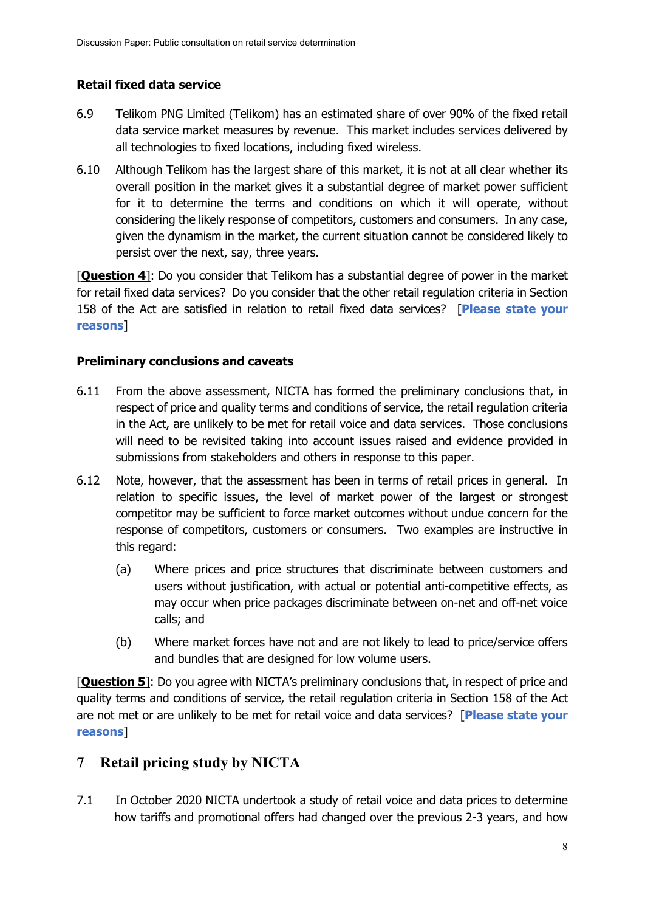### Retail fixed data service

6.9 Telikom PNG Limited (Telikom) has an estimated share of over 90% of the fixed retail data service market measures by revenue. This market includes services delivered by all technologies to fixed locations, including fixed wireless.

6.10 Although Telikom has the largest share of this market, it is not at all clear whether its overall position in the market gives it a substantial degree of market power sufficient for it to determine the terms and conditions on which it will operate, without considering the likely response of competitors, customers and consumers. In any case, given the dynamism in the market, the current situation cannot be considered likely to persist over the next, say, three years.

[**Question 4**]: Do you consider that Telikom has a substantial degree of power in the market for retail fixed data services? Do you consider that the other retail regulation criteria in Section 158 of the Act are satisfied in relation to retail fixed data services? [**Please state your reasons**]

### Preliminary conclusions and caveats

6.11 From the above assessment, NICTA has formed the preliminary conclusions that, in respect of price and quality terms and conditions of service, the retail regulation criteria in the Act, are unlikely to be met for retail voice and data services. Those conclusions will need to be revisited taking into account issues raised and evidence provided in submissions from stakeholders and others in response to this paper.

6.12 Note, however, that the assessment has been in terms of retail prices in general. In relation to specific issues, the level of market power of the largest or strongest competitor may be sufficient to force market outcomes without undue concern for the response of competitors, customers or consumers. Two examples are instructive in this regard:

(a) Where prices and price structures that discriminate between customers and users without justification, with actual or potential anti-competitive effects, as may occur when price packages discriminate between on-net and off-net voice calls; and

(b) Where market forces have not and are not likely to lead to price/service offers and bundles that are designed for low volume users.

[**Question 5**]: Do you agree with NICTA's preliminary conclusions that, in respect of price and quality terms and conditions of service, the retail regulation criteria in Section 158 of the Act are not met or are unlikely to be met for retail voice and data services? [**Please state your reasons**]

## 7 Retail pricing study by NICTA

7.1 In October 2020 NICTA undertook a study of retail voice and data prices to determine how tariffs and promotional offers had changed over the previous 2-3 years, and how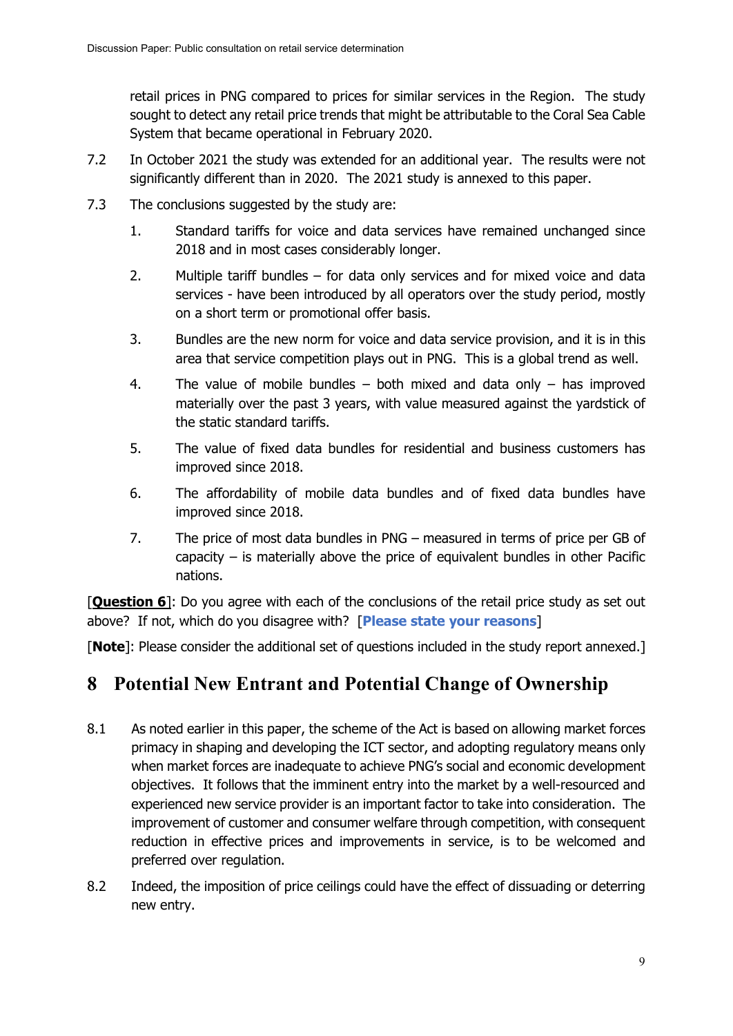retail prices in PNG compared to prices for similar services in the Region. The study sought to detect any retail price trends that might be attributable to the Coral Sea Cable System that became operational in February 2020.

7.2 In October 2021 the study was extended for an additional year. The results were not significantly different than in 2020. The 2021 study is annexed to this paper.

7.3 The conclusions suggested by the study are:

1. Standard tariffs for voice and data services have remained unchanged since 2018 and in most cases considerably longer.
2. Multiple tariff bundles – for data only services and for mixed voice and data services - have been introduced by all operators over the study period, mostly on a short term or promotional offer basis.
3. Bundles are the new norm for voice and data service provision, and it is in this area that service competition plays out in PNG. This is a global trend as well.
4. The value of mobile bundles – both mixed and data only – has improved materially over the past 3 years, with value measured against the yardstick of the static standard tariffs.
5. The value of fixed data bundles for residential and business customers has improved since 2018.
6. The affordability of mobile data bundles and of fixed data bundles have improved since 2018.
7. The price of most data bundles in PNG – measured in terms of price per GB of capacity – is materially above the price of equivalent bundles in other Pacific nations.

[**Question 6**]: Do you agree with each of the conclusions of the retail price study as set out above? If not, which do you disagree with? [**Please state your reasons**]

[**Note**]: Please consider the additional set of questions included in the study report annexed.]

# 8 Potential New Entrant and Potential Change of Ownership

8.1 As noted earlier in this paper, the scheme of the Act is based on allowing market forces primacy in shaping and developing the ICT sector, and adopting regulatory means only when market forces are inadequate to achieve PNG's social and economic development objectives. It follows that the imminent entry into the market by a well-resourced and experienced new service provider is an important factor to take into consideration. The improvement of customer and consumer welfare through competition, with consequent reduction in effective prices and improvements in service, is to be welcomed and preferred over regulation.

8.2 Indeed, the imposition of price ceilings could have the effect of dissuading or deterring new entry.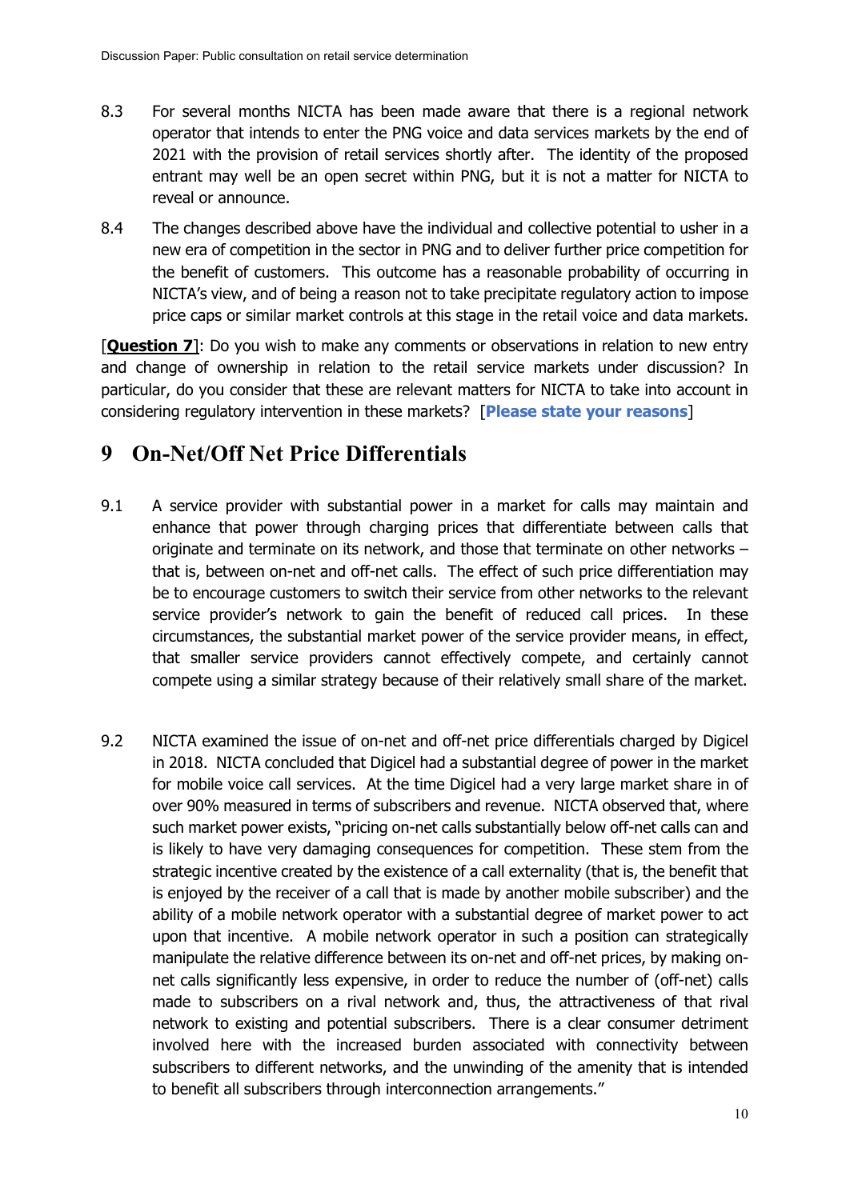8.3 For several months NICTA has been made aware that there is a regional network operator that intends to enter the PNG voice and data services markets by the end of 2021 with the provision of retail services shortly after. The identity of the proposed entrant may well be an open secret within PNG, but it is not a matter for NICTA to reveal or announce.

8.4 The changes described above have the individual and collective potential to usher in a new era of competition in the sector in PNG and to deliver further price competition for the benefit of customers. This outcome has a reasonable probability of occurring in NICTA's view, and of being a reason not to take precipitate regulatory action to impose price caps or similar market controls at this stage in the retail voice and data markets.

[**Question 7**]: Do you wish to make any comments or observations in relation to new entry and change of ownership in relation to the retail service markets under discussion? In particular, do you consider that these are relevant matters for NICTA to take into account in considering regulatory intervention in these markets? [**Please state your reasons**]

# 9 On-Net/Off Net Price Differentials

9.1 A service provider with substantial power in a market for calls may maintain and enhance that power through charging prices that differentiate between calls that originate and terminate on its network, and those that terminate on other networks – that is, between on-net and off-net calls. The effect of such price differentiation may be to encourage customers to switch their service from other networks to the relevant service provider's network to gain the benefit of reduced call prices. In these circumstances, the substantial market power of the service provider means, in effect, that smaller service providers cannot effectively compete, and certainly cannot compete using a similar strategy because of their relatively small share of the market.

9.2 NICTA examined the issue of on-net and off-net price differentials charged by Digicel in 2018. NICTA concluded that Digicel had a substantial degree of power in the market for mobile voice call services. At the time Digicel had a very large market share in of over 90% measured in terms of subscribers and revenue. NICTA observed that, where such market power exists, "pricing on-net calls substantially below off-net calls can and is likely to have very damaging consequences for competition. These stem from the strategic incentive created by the existence of a call externality (that is, the benefit that is enjoyed by the receiver of a call that is made by another mobile subscriber) and the ability of a mobile network operator with a substantial degree of market power to act upon that incentive. A mobile network operator in such a position can strategically manipulate the relative difference between its on-net and off-net prices, by making on-net calls significantly less expensive, in order to reduce the number of (off-net) calls made to subscribers on a rival network and, thus, the attractiveness of that rival network to existing and potential subscribers. There is a clear consumer detriment involved here with the increased burden associated with connectivity between subscribers to different networks, and the unwinding of the amenity that is intended to benefit all subscribers through interconnection arrangements."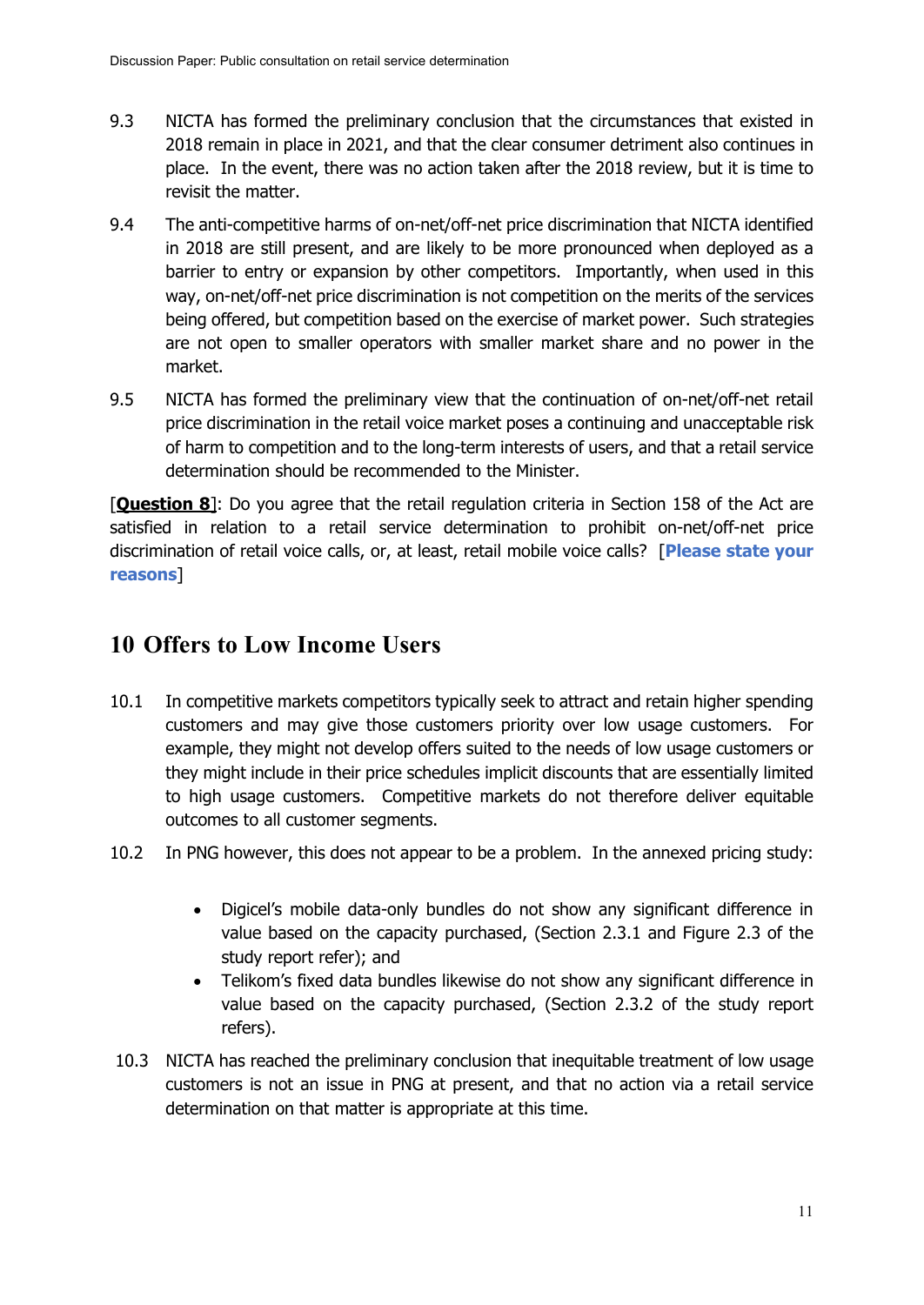9.3 NICTA has formed the preliminary conclusion that the circumstances that existed in 2018 remain in place in 2021, and that the clear consumer detriment also continues in place. In the event, there was no action taken after the 2018 review, but it is time to revisit the matter.

9.4 The anti-competitive harms of on-net/off-net price discrimination that NICTA identified in 2018 are still present, and are likely to be more pronounced when deployed as a barrier to entry or expansion by other competitors. Importantly, when used in this way, on-net/off-net price discrimination is not competition on the merits of the services being offered, but competition based on the exercise of market power. Such strategies are not open to smaller operators with smaller market share and no power in the market.

9.5 NICTA has formed the preliminary view that the continuation of on-net/off-net retail price discrimination in the retail voice market poses a continuing and unacceptable risk of harm to competition and to the long-term interests of users, and that a retail service determination should be recommended to the Minister.

[**Question 8**]: Do you agree that the retail regulation criteria in Section 158 of the Act are satisfied in relation to a retail service determination to prohibit on-net/off-net price discrimination of retail voice calls, or, at least, retail mobile voice calls? [**Please state your reasons**]

# 10 Offers to Low Income Users

10.1 In competitive markets competitors typically seek to attract and retain higher spending customers and may give those customers priority over low usage customers. For example, they might not develop offers suited to the needs of low usage customers or they might include in their price schedules implicit discounts that are essentially limited to high usage customers. Competitive markets do not therefore deliver equitable outcomes to all customer segments.

10.2 In PNG however, this does not appear to be a problem. In the annexed pricing study:

- Digicel's mobile data-only bundles do not show any significant difference in value based on the capacity purchased, (Section 2.3.1 and Figure 2.3 of the study report refer); and
- Telikom's fixed data bundles likewise do not show any significant difference in value based on the capacity purchased, (Section 2.3.2 of the study report refers).

10.3 NICTA has reached the preliminary conclusion that inequitable treatment of low usage customers is not an issue in PNG at present, and that no action via a retail service determination on that matter is appropriate at this time.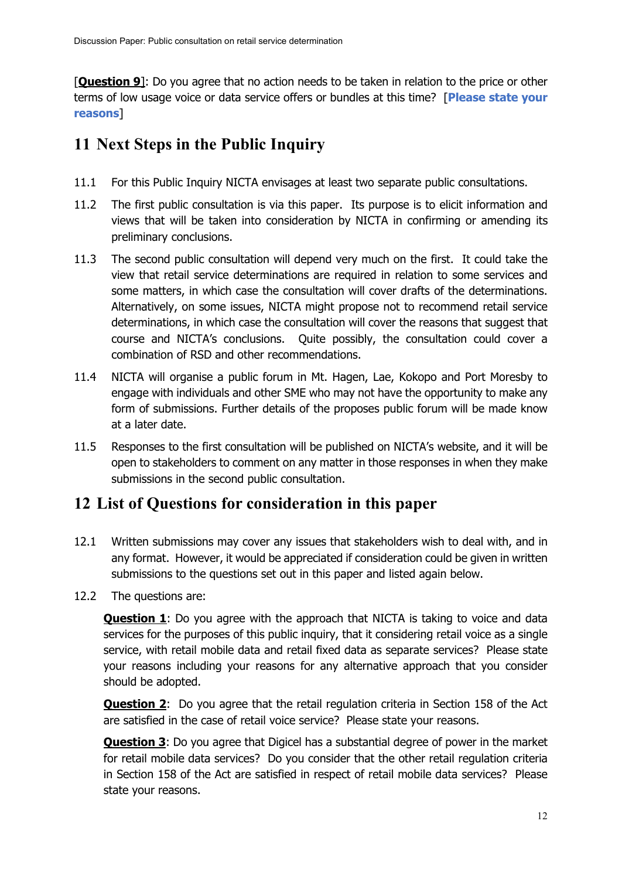[**Question 9**]: Do you agree that no action needs to be taken in relation to the price or other terms of low usage voice or data service offers or bundles at this time? [**Please state your reasons**]

# 11 Next Steps in the Public Inquiry

11.1 For this Public Inquiry NICTA envisages at least two separate public consultations.

11.2 The first public consultation is via this paper. Its purpose is to elicit information and views that will be taken into consideration by NICTA in confirming or amending its preliminary conclusions.

11.3 The second public consultation will depend very much on the first. It could take the view that retail service determinations are required in relation to some services and some matters, in which case the consultation will cover drafts of the determinations. Alternatively, on some issues, NICTA might propose not to recommend retail service determinations, in which case the consultation will cover the reasons that suggest that course and NICTA's conclusions. Quite possibly, the consultation could cover a combination of RSD and other recommendations.

11.4 NICTA will organise a public forum in Mt. Hagen, Lae, Kokopo and Port Moresby to engage with individuals and other SME who may not have the opportunity to make any form of submissions. Further details of the proposes public forum will be made know at a later date.

11.5 Responses to the first consultation will be published on NICTA's website, and it will be open to stakeholders to comment on any matter in those responses in when they make submissions in the second public consultation.

# 12 List of Questions for consideration in this paper

12.1 Written submissions may cover any issues that stakeholders wish to deal with, and in any format. However, it would be appreciated if consideration could be given in written submissions to the questions set out in this paper and listed again below.

12.2 The questions are:

**Question 1**: Do you agree with the approach that NICTA is taking to voice and data services for the purposes of this public inquiry, that it considering retail voice as a single service, with retail mobile data and retail fixed data as separate services? Please state your reasons including your reasons for any alternative approach that you consider should be adopted.

**Question 2**: Do you agree that the retail regulation criteria in Section 158 of the Act are satisfied in the case of retail voice service? Please state your reasons.

**Question 3**: Do you agree that Digicel has a substantial degree of power in the market for retail mobile data services? Do you consider that the other retail regulation criteria in Section 158 of the Act are satisfied in respect of retail mobile data services? Please state your reasons.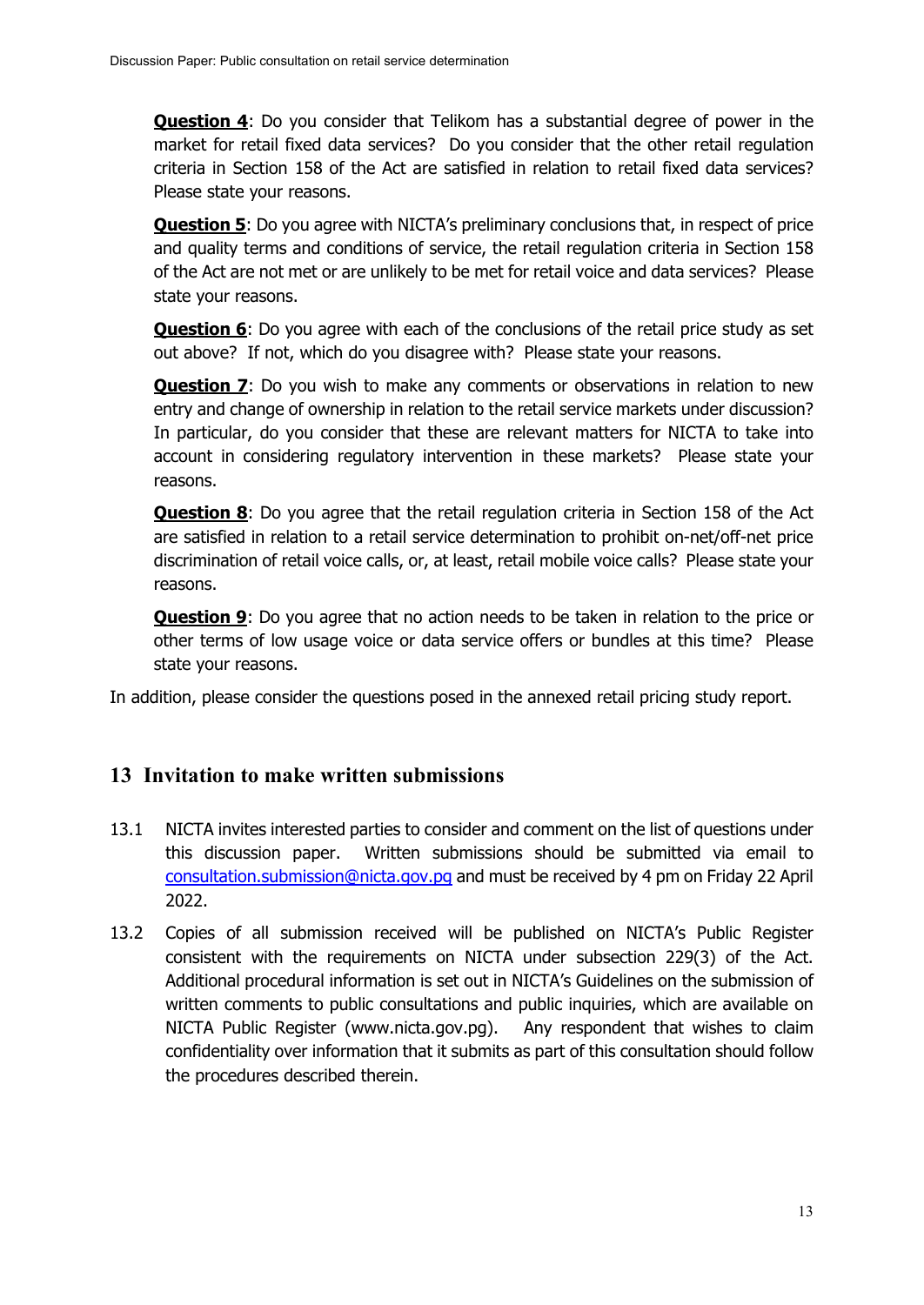**Question 4**: Do you consider that Telikom has a substantial degree of power in the market for retail fixed data services? Do you consider that the other retail regulation criteria in Section 158 of the Act are satisfied in relation to retail fixed data services? Please state your reasons.

**Question 5**: Do you agree with NICTA's preliminary conclusions that, in respect of price and quality terms and conditions of service, the retail regulation criteria in Section 158 of the Act are not met or are unlikely to be met for retail voice and data services? Please state your reasons.

**Question 6**: Do you agree with each of the conclusions of the retail price study as set out above? If not, which do you disagree with? Please state your reasons.

**Question 7**: Do you wish to make any comments or observations in relation to new entry and change of ownership in relation to the retail service markets under discussion? In particular, do you consider that these are relevant matters for NICTA to take into account in considering regulatory intervention in these markets? Please state your reasons.

**Question 8**: Do you agree that the retail regulation criteria in Section 158 of the Act are satisfied in relation to a retail service determination to prohibit on-net/off-net price discrimination of retail voice calls, or, at least, retail mobile voice calls? Please state your reasons.

**Question 9**: Do you agree that no action needs to be taken in relation to the price or other terms of low usage voice or data service offers or bundles at this time? Please state your reasons.

In addition, please consider the questions posed in the annexed retail pricing study report.

## 13 Invitation to make written submissions

13.1 NICTA invites interested parties to consider and comment on the list of questions under this discussion paper. Written submissions should be submitted via email to consultation.submission@nicta.gov.pg and must be received by 4 pm on Friday 22 April 2022.

13.2 Copies of all submission received will be published on NICTA's Public Register consistent with the requirements on NICTA under subsection 229(3) of the Act. Additional procedural information is set out in NICTA's Guidelines on the submission of written comments to public consultations and public inquiries, which are available on NICTA Public Register (www.nicta.gov.pg). Any respondent that wishes to claim confidentiality over information that it submits as part of this consultation should follow the procedures described therein.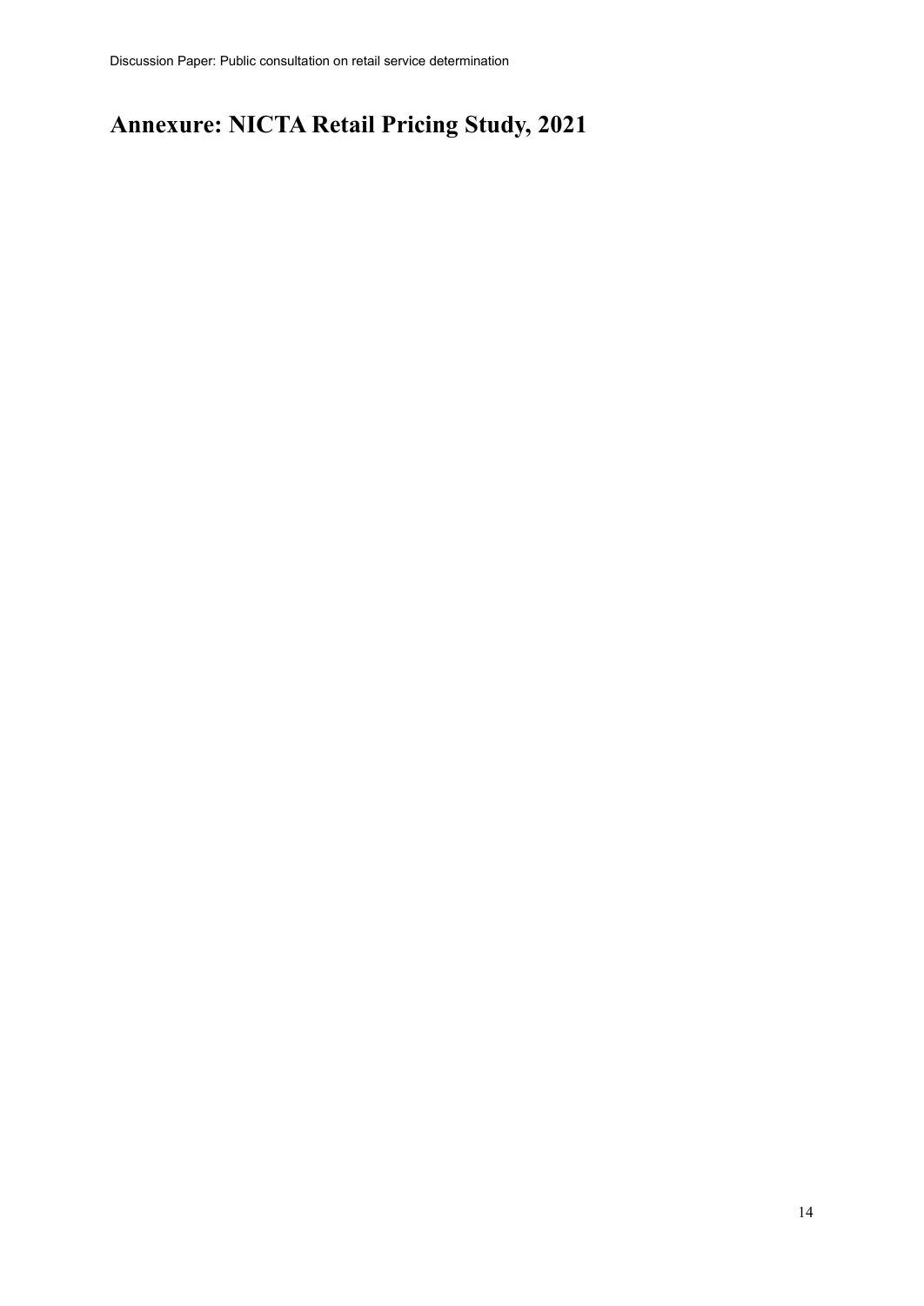# Annexure: NICTA Retail Pricing Study, 2021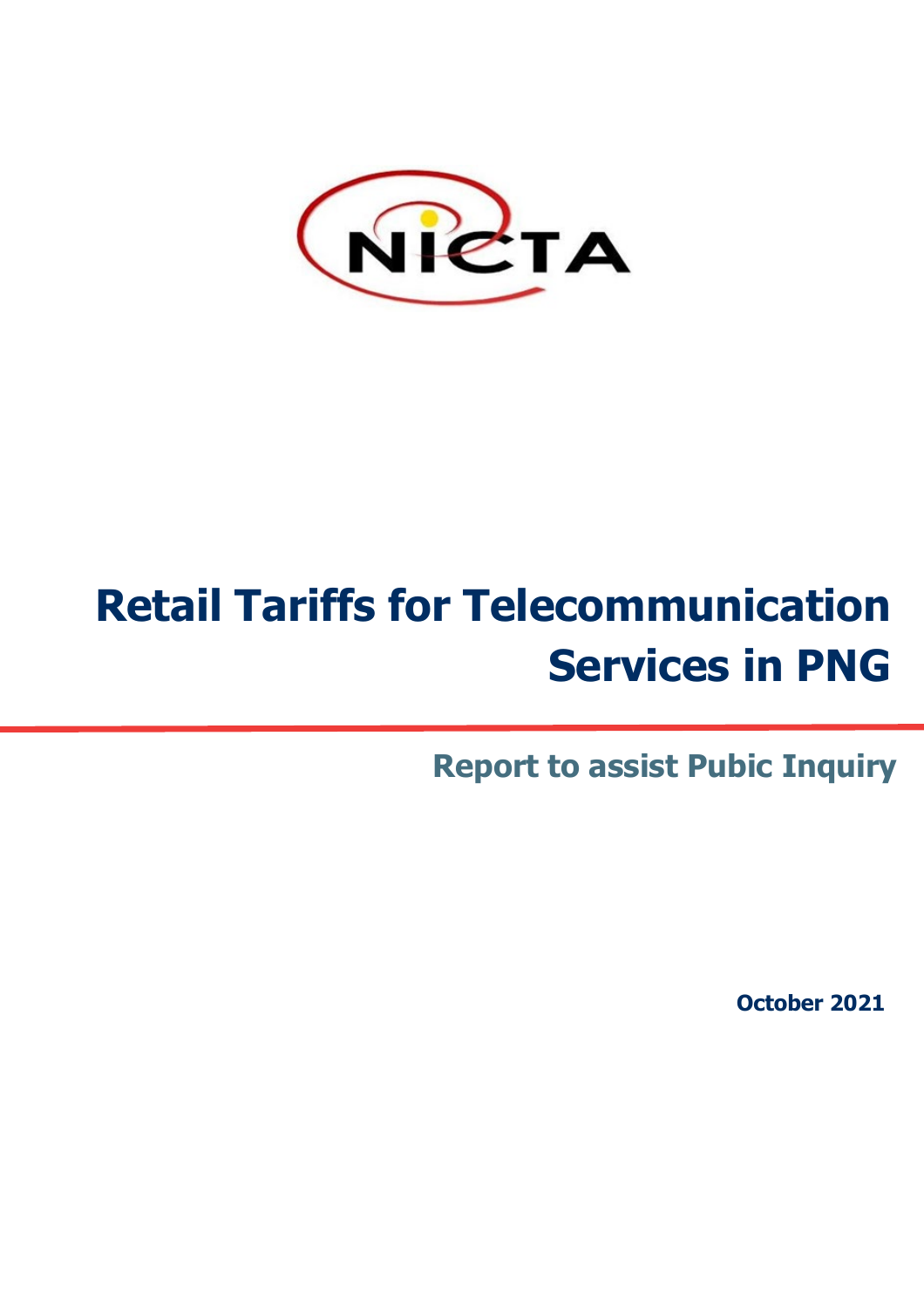# Retail Tariffs for Telecommunication Services in PNG

## Report to assist Pubic Inquiry

**October 2021**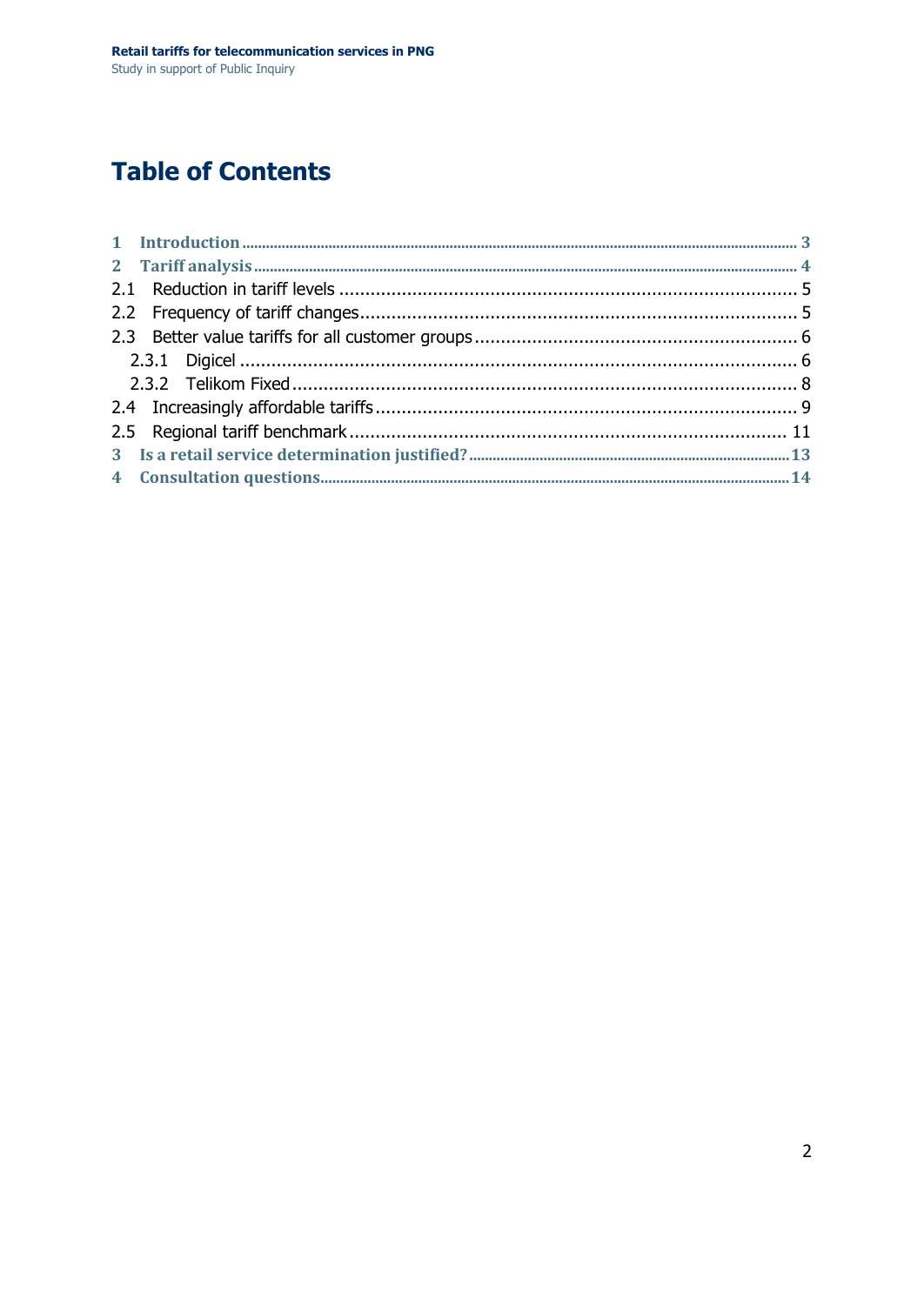# Table of Contents

1 Introduction ........ 3

2 Tariff analysis ........ 4

2.1 Reduction in tariff levels ........ 5

2.2 Frequency of tariff changes ........ 5

2.3 Better value tariffs for all customer groups ........ 6

2.3.1 Digicel ........ 6

2.3.2 Telikom Fixed ........ 8

2.4 Increasingly affordable tariffs ........ 9

2.5 Regional tariff benchmark ........ 11

3 Is a retail service determination justified? ........ 13

4 Consultation questions ........ 14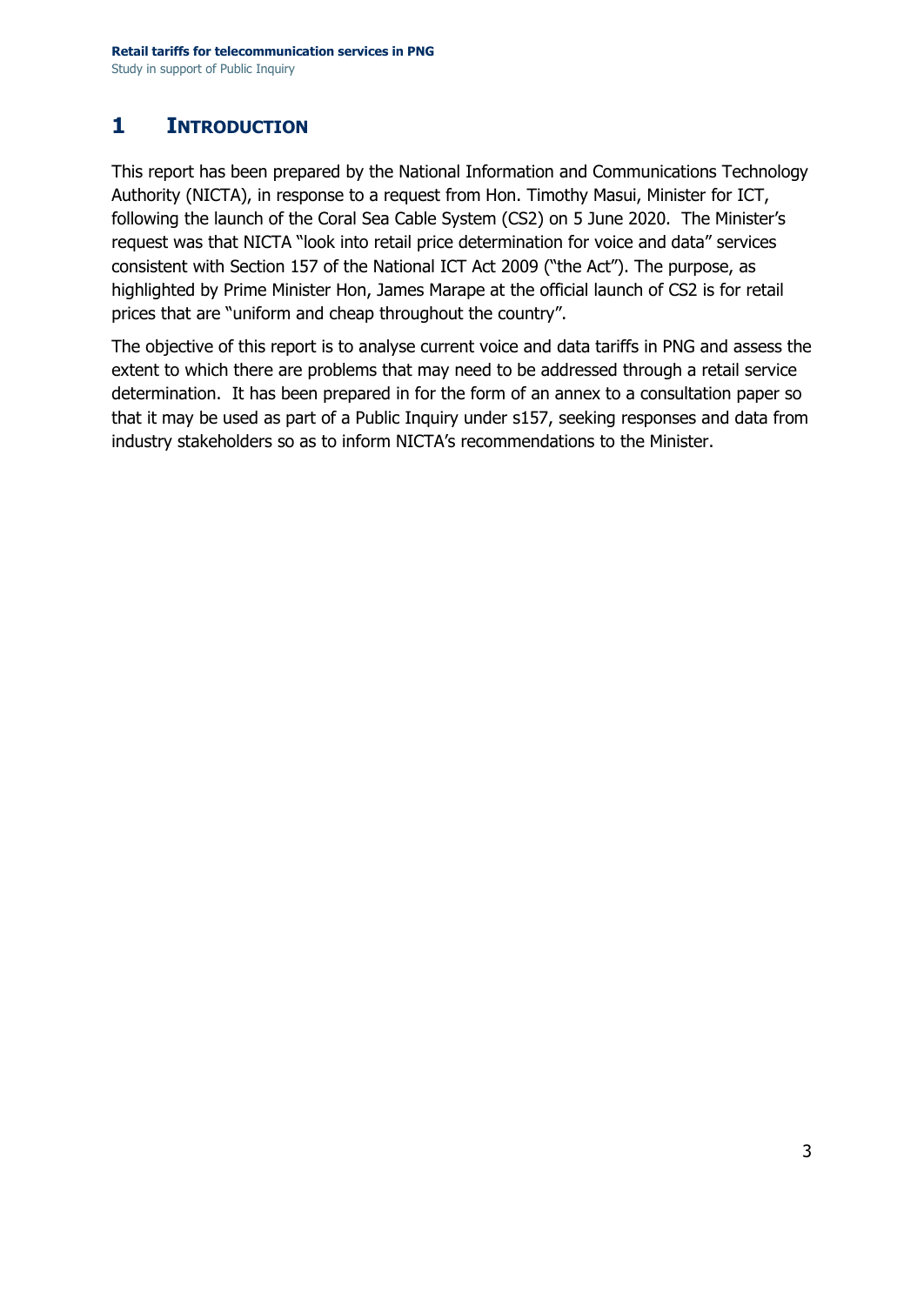# 1 INTRODUCTION

This report has been prepared by the National Information and Communications Technology Authority (NICTA), in response to a request from Hon. Timothy Masui, Minister for ICT, following the launch of the Coral Sea Cable System (CS2) on 5 June 2020. The Minister's request was that NICTA "look into retail price determination for voice and data" services consistent with Section 157 of the National ICT Act 2009 ("the Act"). The purpose, as highlighted by Prime Minister Hon, James Marape at the official launch of CS2 is for retail prices that are "uniform and cheap throughout the country".

The objective of this report is to analyse current voice and data tariffs in PNG and assess the extent to which there are problems that may need to be addressed through a retail service determination. It has been prepared in for the form of an annex to a consultation paper so that it may be used as part of a Public Inquiry under s157, seeking responses and data from industry stakeholders so as to inform NICTA's recommendations to the Minister.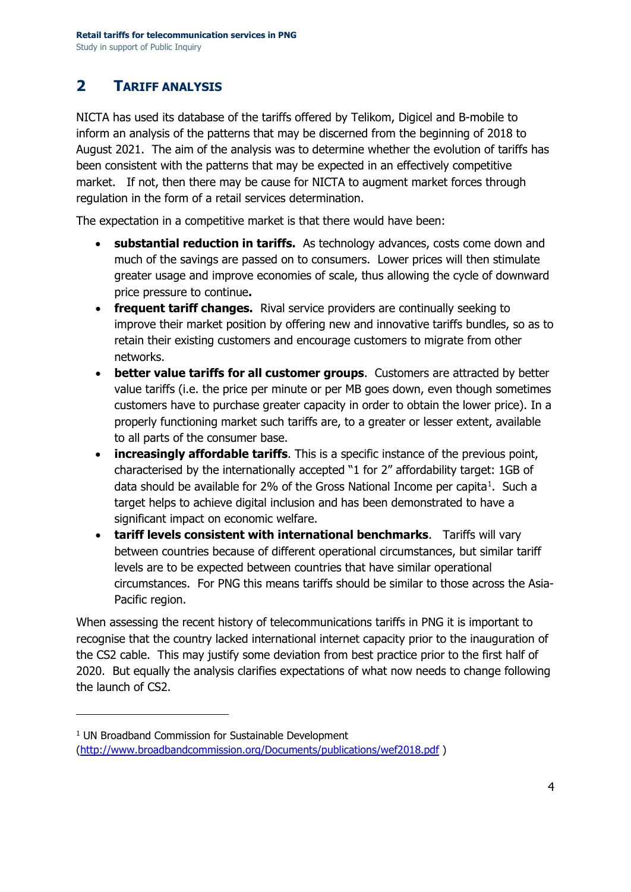## 2 TARIFF ANALYSIS

NICTA has used its database of the tariffs offered by Telikom, Digicel and B-mobile to inform an analysis of the patterns that may be discerned from the beginning of 2018 to August 2021. The aim of the analysis was to determine whether the evolution of tariffs has been consistent with the patterns that may be expected in an effectively competitive market. If not, then there may be cause for NICTA to augment market forces through regulation in the form of a retail services determination.

The expectation in a competitive market is that there would have been:

- **substantial reduction in tariffs.** As technology advances, costs come down and much of the savings are passed on to consumers. Lower prices will then stimulate greater usage and improve economies of scale, thus allowing the cycle of downward price pressure to continue**.**
- **frequent tariff changes.** Rival service providers are continually seeking to improve their market position by offering new and innovative tariffs bundles, so as to retain their existing customers and encourage customers to migrate from other networks.
- **better value tariffs for all customer groups**. Customers are attracted by better value tariffs (i.e. the price per minute or per MB goes down, even though sometimes customers have to purchase greater capacity in order to obtain the lower price). In a properly functioning market such tariffs are, to a greater or lesser extent, available to all parts of the consumer base.
- **increasingly affordable tariffs**. This is a specific instance of the previous point, characterised by the internationally accepted "1 for 2" affordability target: 1GB of data should be available for 2% of the Gross National Income per capita[1]. Such a target helps to achieve digital inclusion and has been demonstrated to have a significant impact on economic welfare.
- **tariff levels consistent with international benchmarks**. Tariffs will vary between countries because of different operational circumstances, but similar tariff levels are to be expected between countries that have similar operational circumstances. For PNG this means tariffs should be similar to those across the Asia-Pacific region.

When assessing the recent history of telecommunications tariffs in PNG it is important to recognise that the country lacked international internet capacity prior to the inauguration of the CS2 cable. This may justify some deviation from best practice prior to the first half of 2020. But equally the analysis clarifies expectations of what now needs to change following the launch of CS2.

---

[1] UN Broadband Commission for Sustainable Development (http://www.broadbandcommission.org/Documents/publications/wef2018.pdf )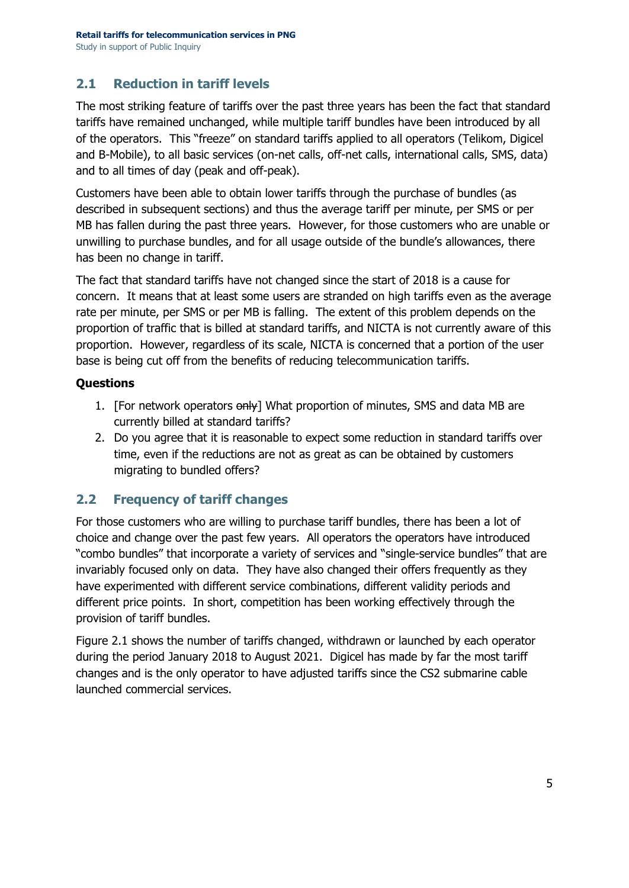## 2.1 Reduction in tariff levels

The most striking feature of tariffs over the past three years has been the fact that standard tariffs have remained unchanged, while multiple tariff bundles have been introduced by all of the operators. This "freeze" on standard tariffs applied to all operators (Telikom, Digicel and B-Mobile), to all basic services (on-net calls, off-net calls, international calls, SMS, data) and to all times of day (peak and off-peak).

Customers have been able to obtain lower tariffs through the purchase of bundles (as described in subsequent sections) and thus the average tariff per minute, per SMS or per MB has fallen during the past three years. However, for those customers who are unable or unwilling to purchase bundles, and for all usage outside of the bundle's allowances, there has been no change in tariff.

The fact that standard tariffs have not changed since the start of 2018 is a cause for concern. It means that at least some users are stranded on high tariffs even as the average rate per minute, per SMS or per MB is falling. The extent of this problem depends on the proportion of traffic that is billed at standard tariffs, and NICTA is not currently aware of this proportion. However, regardless of its scale, NICTA is concerned that a portion of the user base is being cut off from the benefits of reducing telecommunication tariffs.

**Questions**

1. [For network operators ~~only~~] What proportion of minutes, SMS and data MB are currently billed at standard tariffs?
2. Do you agree that it is reasonable to expect some reduction in standard tariffs over time, even if the reductions are not as great as can be obtained by customers migrating to bundled offers?

## 2.2 Frequency of tariff changes

For those customers who are willing to purchase tariff bundles, there has been a lot of choice and change over the past few years. All operators the operators have introduced "combo bundles" that incorporate a variety of services and "single-service bundles" that are invariably focused only on data. They have also changed their offers frequently as they have experimented with different service combinations, different validity periods and different price points. In short, competition has been working effectively through the provision of tariff bundles.

Figure 2.1 shows the number of tariffs changed, withdrawn or launched by each operator during the period January 2018 to August 2021. Digicel has made by far the most tariff changes and is the only operator to have adjusted tariffs since the CS2 submarine cable launched commercial services.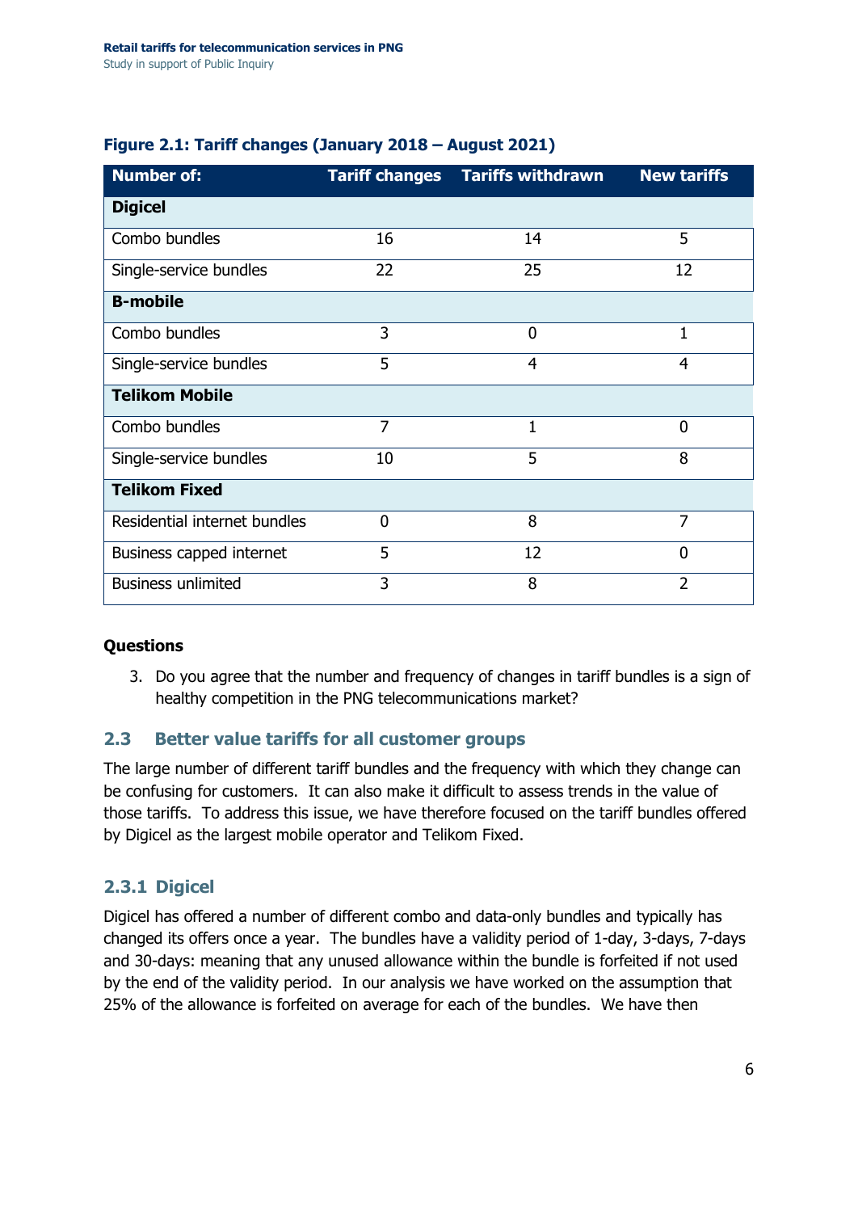**Figure 2.1: Tariff changes (January 2018 – August 2021)**

| Number of: | Tariff changes | Tariffs withdrawn | New tariffs |
|---|---|---|---|
| **Digicel** | | | |
| Combo bundles | 16 | 14 | 5 |
| Single-service bundles | 22 | 25 | 12 |
| **B-mobile** | | | |
| Combo bundles | 3 | 0 | 1 |
| Single-service bundles | 5 | 4 | 4 |
| **Telikom Mobile** | | | |
| Combo bundles | 7 | 1 | 0 |
| Single-service bundles | 10 | 5 | 8 |
| **Telikom Fixed** | | | |
| Residential internet bundles | 0 | 8 | 7 |
| Business capped internet | 5 | 12 | 0 |
| Business unlimited | 3 | 8 | 2 |

**Questions**

3. Do you agree that the number and frequency of changes in tariff bundles is a sign of healthy competition in the PNG telecommunications market?

## 2.3 Better value tariffs for all customer groups

The large number of different tariff bundles and the frequency with which they change can be confusing for customers. It can also make it difficult to assess trends in the value of those tariffs. To address this issue, we have therefore focused on the tariff bundles offered by Digicel as the largest mobile operator and Telikom Fixed.

### 2.3.1 Digicel

Digicel has offered a number of different combo and data-only bundles and typically has changed its offers once a year. The bundles have a validity period of 1-day, 3-days, 7-days and 30-days: meaning that any unused allowance within the bundle is forfeited if not used by the end of the validity period. In our analysis we have worked on the assumption that 25% of the allowance is forfeited on average for each of the bundles. We have then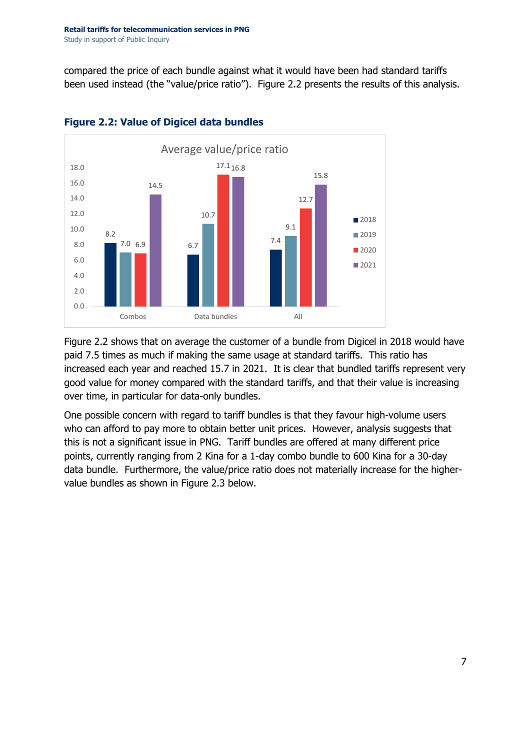compared the price of each bundle against what it would have been had standard tariffs been used instead (the "value/price ratio"). Figure 2.2 presents the results of this analysis.

### Figure 2.2: Value of Digicel data bundles

Average value/price ratio

18.0
16.0
14.0
12.0
10.0
8.0
6.0
4.0
2.0
0.0

Combos: 8.2, 7.0, 6.9, 14.5
Data bundles: 6.7, 10.7, 17.1, 16.8
All: 7.4, 9.1, 12.7, 15.8

2018
2019
2020
2021

Figure 2.2 shows that on average the customer of a bundle from Digicel in 2018 would have paid 7.5 times as much if making the same usage at standard tariffs. This ratio has increased each year and reached 15.7 in 2021. It is clear that bundled tariffs represent very good value for money compared with the standard tariffs, and that their value is increasing over time, in particular for data-only bundles.

One possible concern with regard to tariff bundles is that they favour high-volume users who can afford to pay more to obtain better unit prices. However, analysis suggests that this is not a significant issue in PNG. Tariff bundles are offered at many different price points, currently ranging from 2 Kina for a 1-day combo bundle to 600 Kina for a 30-day data bundle. Furthermore, the value/price ratio does not materially increase for the higher-value bundles as shown in Figure 2.3 below.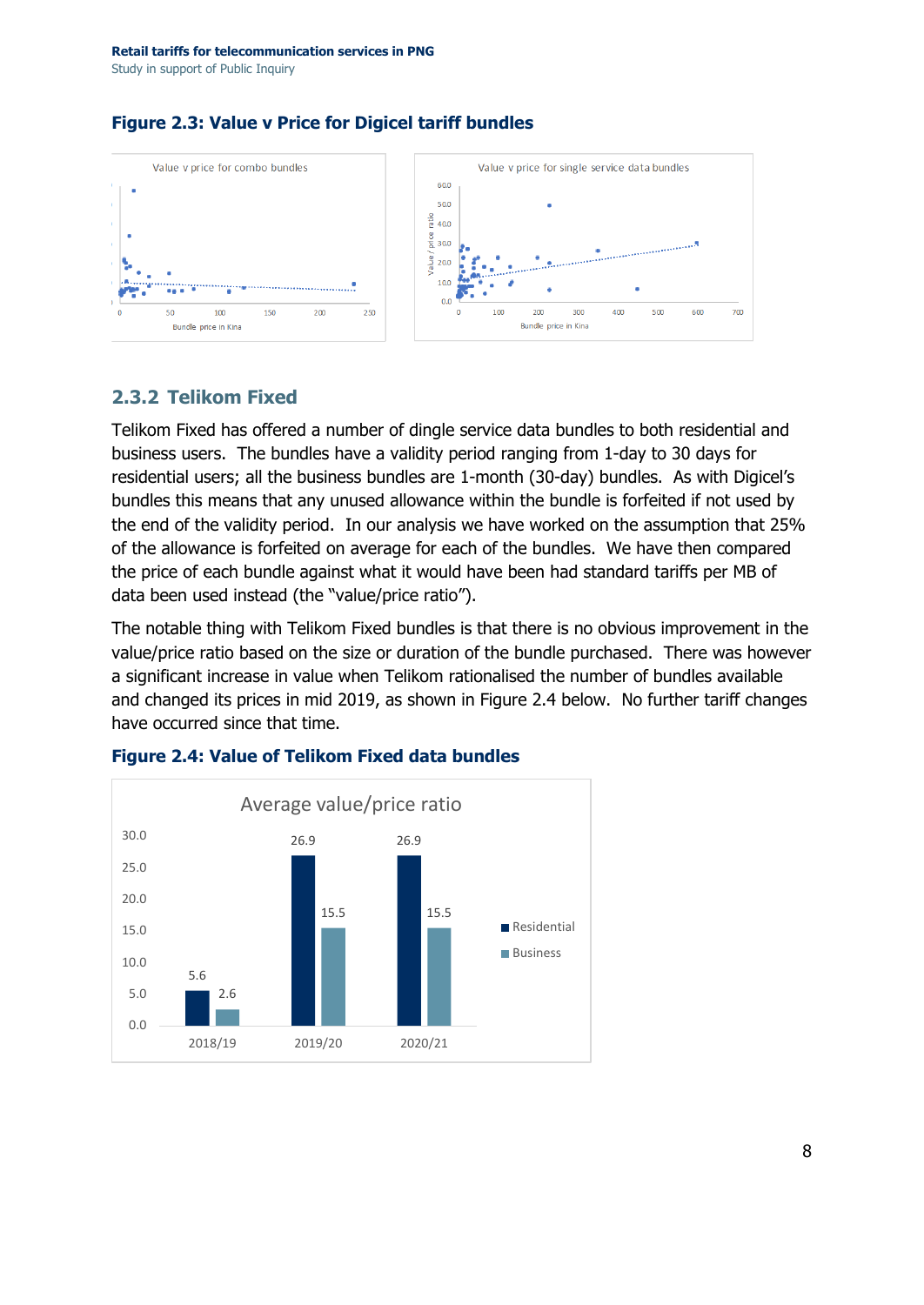**Figure 2.3: Value v Price for Digicel tariff bundles**

Value v price for combo bundles

0
50
100
150
200
250
Bundle price in Kina

Value v price for single service data bundles

60.0
50.0
40.0
30.0
20.0
10.0
0.0
Value / price ratio
0
100
200
300
400
500
600
700
Bundle price in Kina

## 2.3.2 Telikom Fixed

Telikom Fixed has offered a number of dingle service data bundles to both residential and business users. The bundles have a validity period ranging from 1-day to 30 days for residential users; all the business bundles are 1-month (30-day) bundles. As with Digicel's bundles this means that any unused allowance within the bundle is forfeited if not used by the end of the validity period. In our analysis we have worked on the assumption that 25% of the allowance is forfeited on average for each of the bundles. We have then compared the price of each bundle against what it would have been had standard tariffs per MB of data been used instead (the "value/price ratio").

The notable thing with Telikom Fixed bundles is that there is no obvious improvement in the value/price ratio based on the size or duration of the bundle purchased. There was however a significant increase in value when Telikom rationalised the number of bundles available and changed its prices in mid 2019, as shown in Figure 2.4 below. No further tariff changes have occurred since that time.

**Figure 2.4: Value of Telikom Fixed data bundles**

Average value/price ratio

30.0
25.0
20.0
15.0
10.0
5.0
0.0

2018/19: 5.6, 2.6
2019/20: 26.9, 15.5
2020/21: 26.9, 15.5

Residential
Business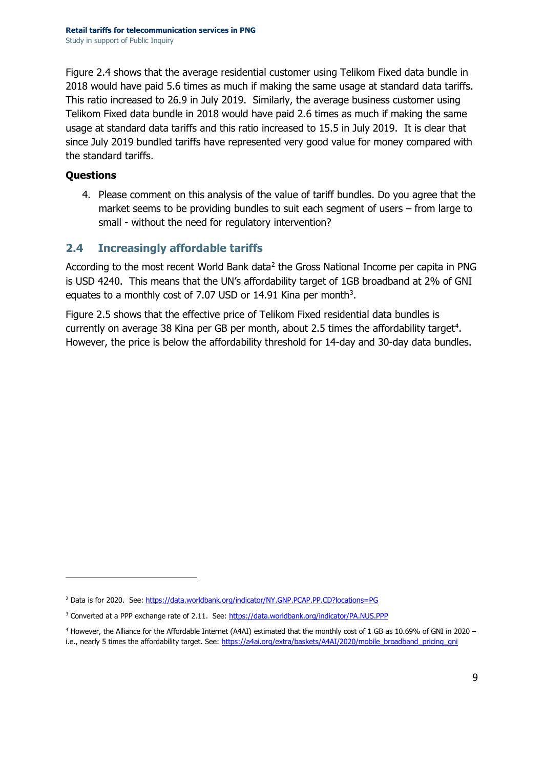Figure 2.4 shows that the average residential customer using Telikom Fixed data bundle in 2018 would have paid 5.6 times as much if making the same usage at standard data tariffs. This ratio increased to 26.9 in July 2019. Similarly, the average business customer using Telikom Fixed data bundle in 2018 would have paid 2.6 times as much if making the same usage at standard data tariffs and this ratio increased to 15.5 in July 2019. It is clear that since July 2019 bundled tariffs have represented very good value for money compared with the standard tariffs.

**Questions**

4. Please comment on this analysis of the value of tariff bundles. Do you agree that the market seems to be providing bundles to suit each segment of users – from large to small - without the need for regulatory intervention?

## 2.4 Increasingly affordable tariffs

According to the most recent World Bank data[2] the Gross National Income per capita in PNG is USD 4240. This means that the UN's affordability target of 1GB broadband at 2% of GNI equates to a monthly cost of 7.07 USD or 14.91 Kina per month[3].

Figure 2.5 shows that the effective price of Telikom Fixed residential data bundles is currently on average 38 Kina per GB per month, about 2.5 times the affordability target[4]. However, the price is below the affordability threshold for 14-day and 30-day data bundles.

---

[2] Data is for 2020. See: https://data.worldbank.org/indicator/NY.GNP.PCAP.PP.CD?locations=PG

[3] Converted at a PPP exchange rate of 2.11. See: https://data.worldbank.org/indicator/PA.NUS.PPP

[4] However, the Alliance for the Affordable Internet (A4AI) estimated that the monthly cost of 1 GB as 10.69% of GNI in 2020 – i.e., nearly 5 times the affordability target. See: https://a4ai.org/extra/baskets/A4AI/2020/mobile_broadband_pricing_gni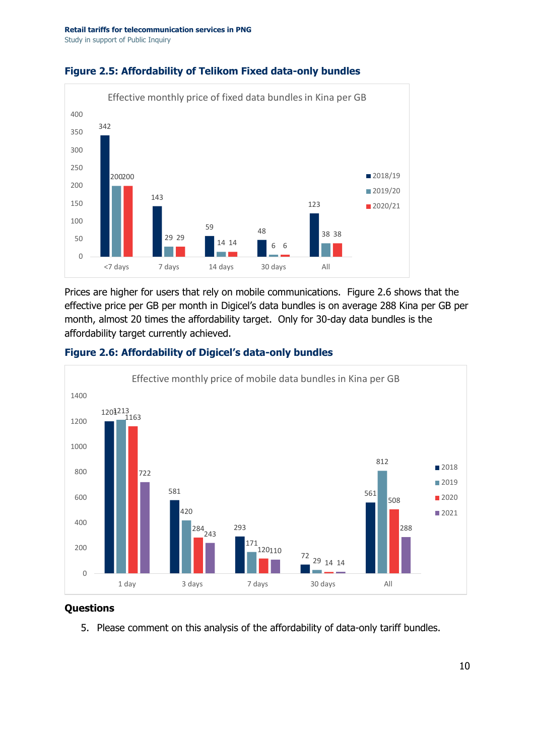### Figure 2.5: Affordability of Telikom Fixed data-only bundles

Effective monthly price of fixed data bundles in Kina per GB

400
350
300
250
200
150
100
50
0

342
200 200
143
29 29
59
14 14
48
6 6
123
38 38

<7 days
7 days
14 days
30 days
All

2018/19
2019/20
2020/21

Prices are higher for users that rely on mobile communications. Figure 2.6 shows that the effective price per GB per month in Digicel's data bundles is on average 288 Kina per GB per month, almost 20 times the affordability target. Only for 30-day data bundles is the affordability target currently achieved.

### Figure 2.6: Affordability of Digicel's data-only bundles

Effective monthly price of mobile data bundles in Kina per GB

1400
1200
1000
800
600
400
200
0

1201 1213 1163
722
581
420
284 243
293
171
120 110
72
29 14 14
561
812
508
288

1 day
3 days
7 days
30 days
All

2018
2019
2020
2021

**Questions**

5. Please comment on this analysis of the affordability of data-only tariff bundles.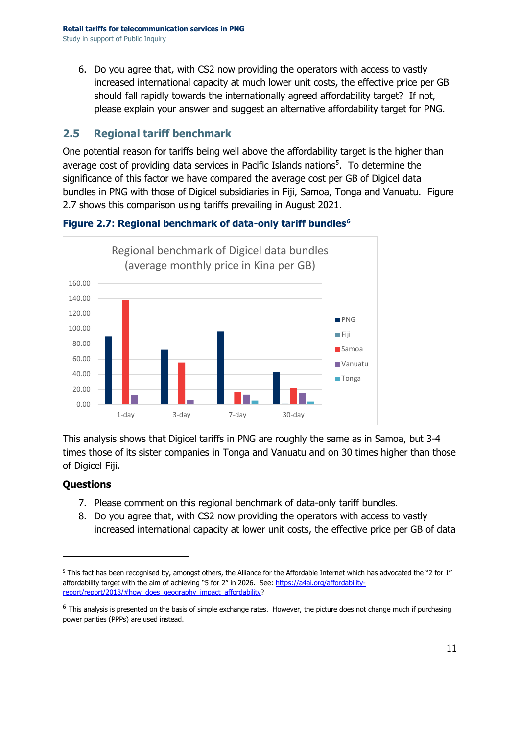6. Do you agree that, with CS2 now providing the operators with access to vastly increased international capacity at much lower unit costs, the effective price per GB should fall rapidly towards the internationally agreed affordability target? If not, please explain your answer and suggest an alternative affordability target for PNG.

## 2.5 Regional tariff benchmark

One potential reason for tariffs being well above the affordability target is the higher than average cost of providing data services in Pacific Islands nations[5]. To determine the significance of this factor we have compared the average cost per GB of Digicel data bundles in PNG with those of Digicel subsidiaries in Fiji, Samoa, Tonga and Vanuatu. Figure 2.7 shows this comparison using tariffs prevailing in August 2021.

**Figure 2.7: Regional benchmark of data-only tariff bundles[6]**

Regional benchmark of Digicel data bundles
(average monthly price in Kina per GB)

160.00
140.00
120.00
100.00
80.00
60.00
40.00
20.00
0.00

1-day
3-day
7-day
30-day

PNG
Fiji
Samoa
Vanuatu
Tonga

This analysis shows that Digicel tariffs in PNG are roughly the same as in Samoa, but 3-4 times those of its sister companies in Tonga and Vanuatu and on 30 times higher than those of Digicel Fiji.

**Questions**

7. Please comment on this regional benchmark of data-only tariff bundles.
8. Do you agree that, with CS2 now providing the operators with access to vastly increased international capacity at lower unit costs, the effective price per GB of data

---

[5] This fact has been recognised by, amongst others, the Alliance for the Affordable Internet which has advocated the "2 for 1" affordability target with the aim of achieving "5 for 2" in 2026. See: https://a4ai.org/affordability-report/report/2018/#how_does_geography_impact_affordability?

[6] This analysis is presented on the basis of simple exchange rates. However, the picture does not change much if purchasing power parities (PPPs) are used instead.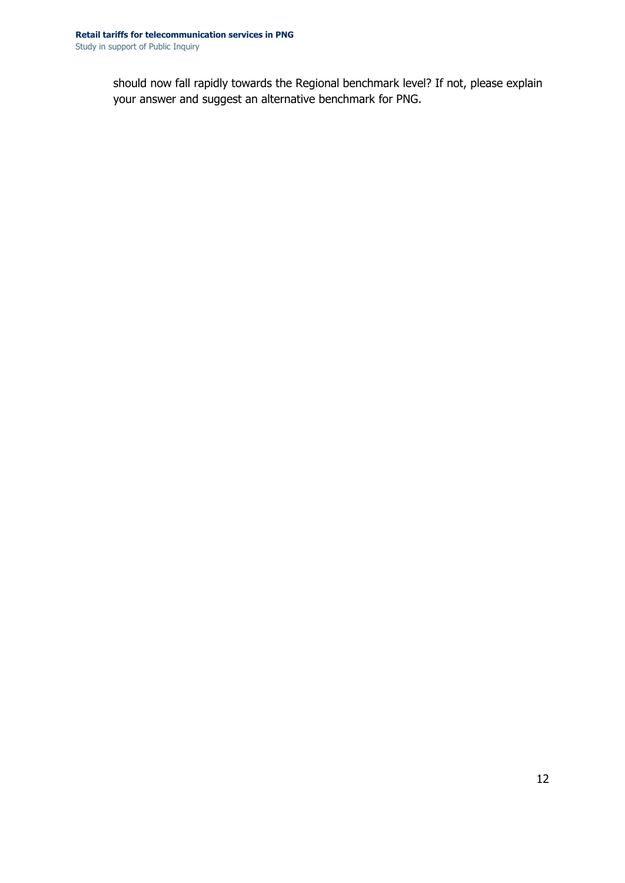should now fall rapidly towards the Regional benchmark level? If not, please explain your answer and suggest an alternative benchmark for PNG.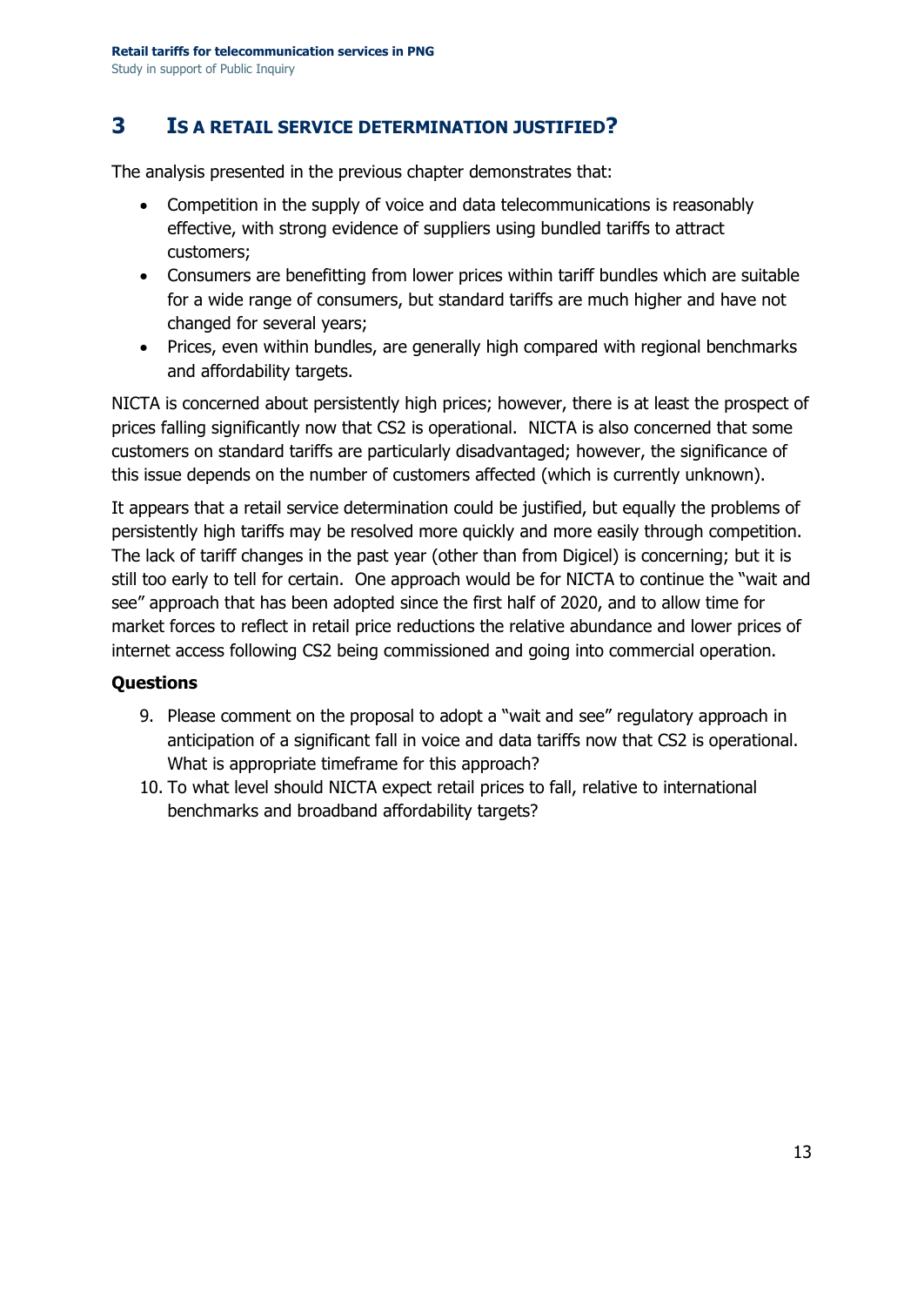# 3 IS A RETAIL SERVICE DETERMINATION JUSTIFIED?

The analysis presented in the previous chapter demonstrates that:

- Competition in the supply of voice and data telecommunications is reasonably effective, with strong evidence of suppliers using bundled tariffs to attract customers;
- Consumers are benefitting from lower prices within tariff bundles which are suitable for a wide range of consumers, but standard tariffs are much higher and have not changed for several years;
- Prices, even within bundles, are generally high compared with regional benchmarks and affordability targets.

NICTA is concerned about persistently high prices; however, there is at least the prospect of prices falling significantly now that CS2 is operational. NICTA is also concerned that some customers on standard tariffs are particularly disadvantaged; however, the significance of this issue depends on the number of customers affected (which is currently unknown).

It appears that a retail service determination could be justified, but equally the problems of persistently high tariffs may be resolved more quickly and more easily through competition. The lack of tariff changes in the past year (other than from Digicel) is concerning; but it is still too early to tell for certain. One approach would be for NICTA to continue the "wait and see" approach that has been adopted since the first half of 2020, and to allow time for market forces to reflect in retail price reductions the relative abundance and lower prices of internet access following CS2 being commissioned and going into commercial operation.

**Questions**

9. Please comment on the proposal to adopt a "wait and see" regulatory approach in anticipation of a significant fall in voice and data tariffs now that CS2 is operational. What is appropriate timeframe for this approach?
10. To what level should NICTA expect retail prices to fall, relative to international benchmarks and broadband affordability targets?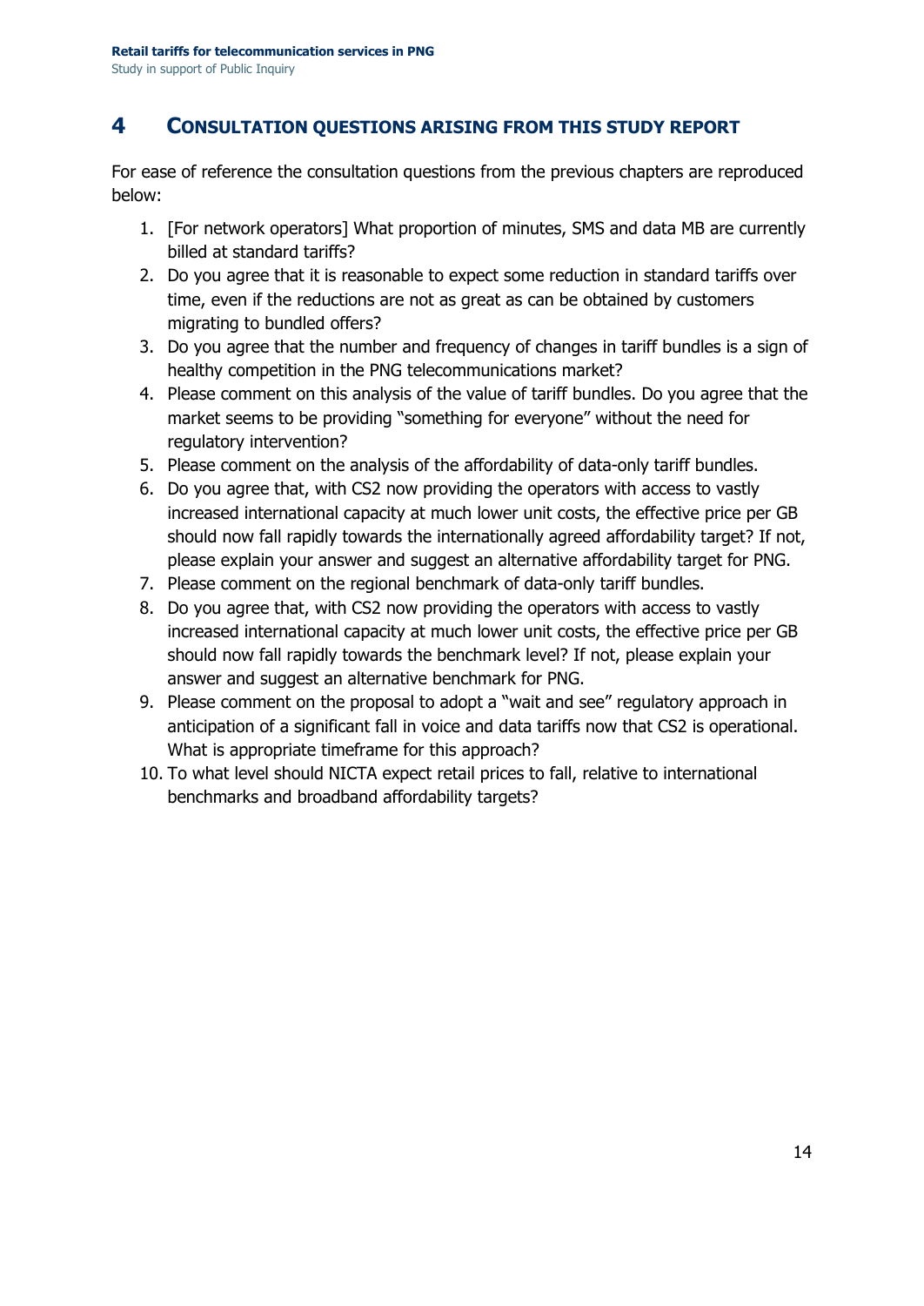# 4 CONSULTATION QUESTIONS ARISING FROM THIS STUDY REPORT

For ease of reference the consultation questions from the previous chapters are reproduced below:

1. [For network operators] What proportion of minutes, SMS and data MB are currently billed at standard tariffs?
2. Do you agree that it is reasonable to expect some reduction in standard tariffs over time, even if the reductions are not as great as can be obtained by customers migrating to bundled offers?
3. Do you agree that the number and frequency of changes in tariff bundles is a sign of healthy competition in the PNG telecommunications market?
4. Please comment on this analysis of the value of tariff bundles. Do you agree that the market seems to be providing "something for everyone" without the need for regulatory intervention?
5. Please comment on the analysis of the affordability of data-only tariff bundles.
6. Do you agree that, with CS2 now providing the operators with access to vastly increased international capacity at much lower unit costs, the effective price per GB should now fall rapidly towards the internationally agreed affordability target? If not, please explain your answer and suggest an alternative affordability target for PNG.
7. Please comment on the regional benchmark of data-only tariff bundles.
8. Do you agree that, with CS2 now providing the operators with access to vastly increased international capacity at much lower unit costs, the effective price per GB should now fall rapidly towards the benchmark level? If not, please explain your answer and suggest an alternative benchmark for PNG.
9. Please comment on the proposal to adopt a "wait and see" regulatory approach in anticipation of a significant fall in voice and data tariffs now that CS2 is operational. What is appropriate timeframe for this approach?
10. To what level should NICTA expect retail prices to fall, relative to international benchmarks and broadband affordability targets?